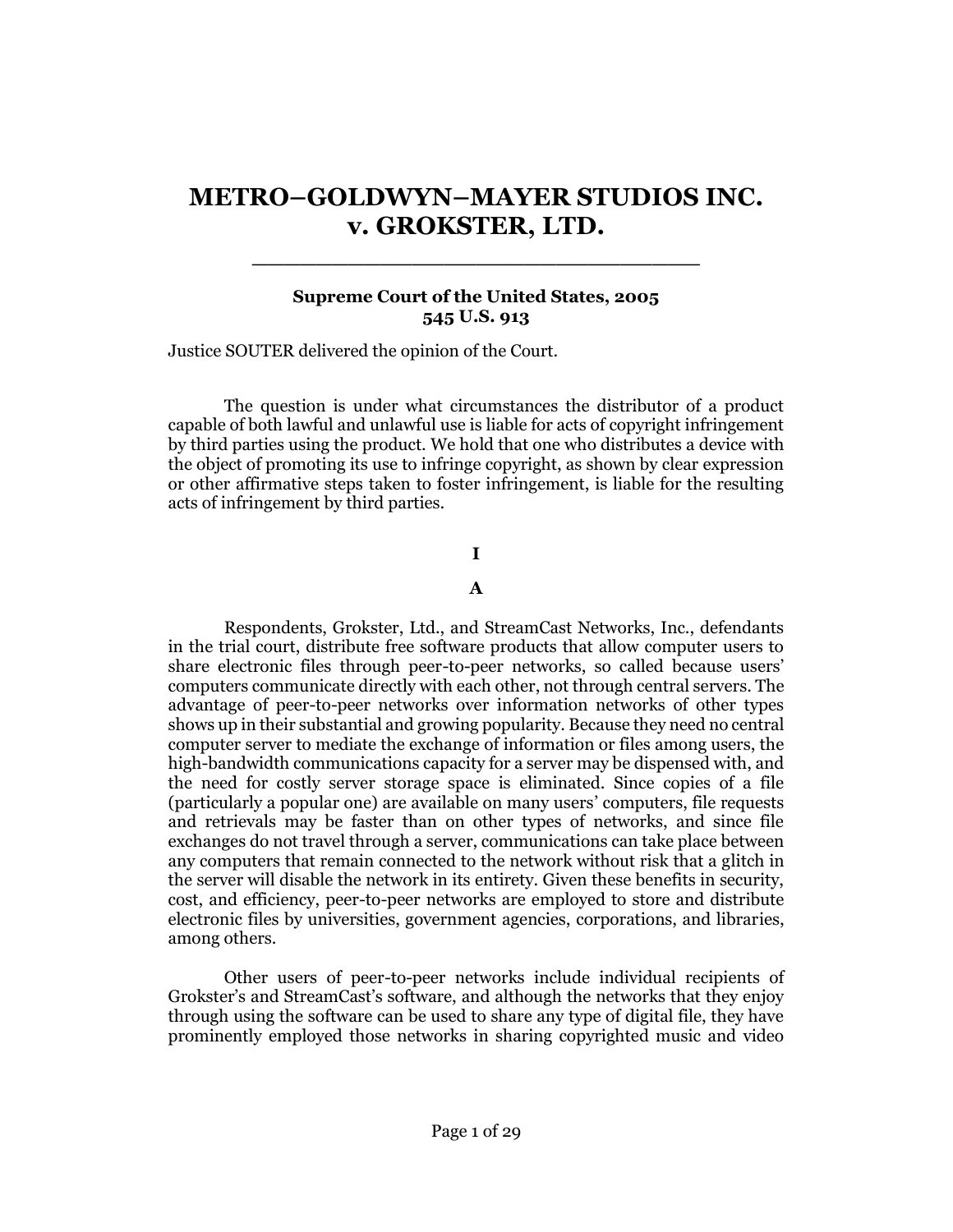# METRO–GOLDWYN–MAYER STUDIOS INC. v. GROKSTER, LTD.

**Supreme Court of the United States, 2005**
**545 U.S. 913**

Justice SOUTER delivered the opinion of the Court.

The question is under what circumstances the distributor of a product capable of both lawful and unlawful use is liable for acts of copyright infringement by third parties using the product. We hold that one who distributes a device with the object of promoting its use to infringe copyright, as shown by clear expression or other affirmative steps taken to foster infringement, is liable for the resulting acts of infringement by third parties.

## I

### A

Respondents, Grokster, Ltd., and StreamCast Networks, Inc., defendants in the trial court, distribute free software products that allow computer users to share electronic files through peer-to-peer networks, so called because users' computers communicate directly with each other, not through central servers. The advantage of peer-to-peer networks over information networks of other types shows up in their substantial and growing popularity. Because they need no central computer server to mediate the exchange of information or files among users, the high-bandwidth communications capacity for a server may be dispensed with, and the need for costly server storage space is eliminated. Since copies of a file (particularly a popular one) are available on many users' computers, file requests and retrievals may be faster than on other types of networks, and since file exchanges do not travel through a server, communications can take place between any computers that remain connected to the network without risk that a glitch in the server will disable the network in its entirety. Given these benefits in security, cost, and efficiency, peer-to-peer networks are employed to store and distribute electronic files by universities, government agencies, corporations, and libraries, among others.

Other users of peer-to-peer networks include individual recipients of Grokster's and StreamCast's software, and although the networks that they enjoy through using the software can be used to share any type of digital file, they have prominently employed those networks in sharing copyrighted music and video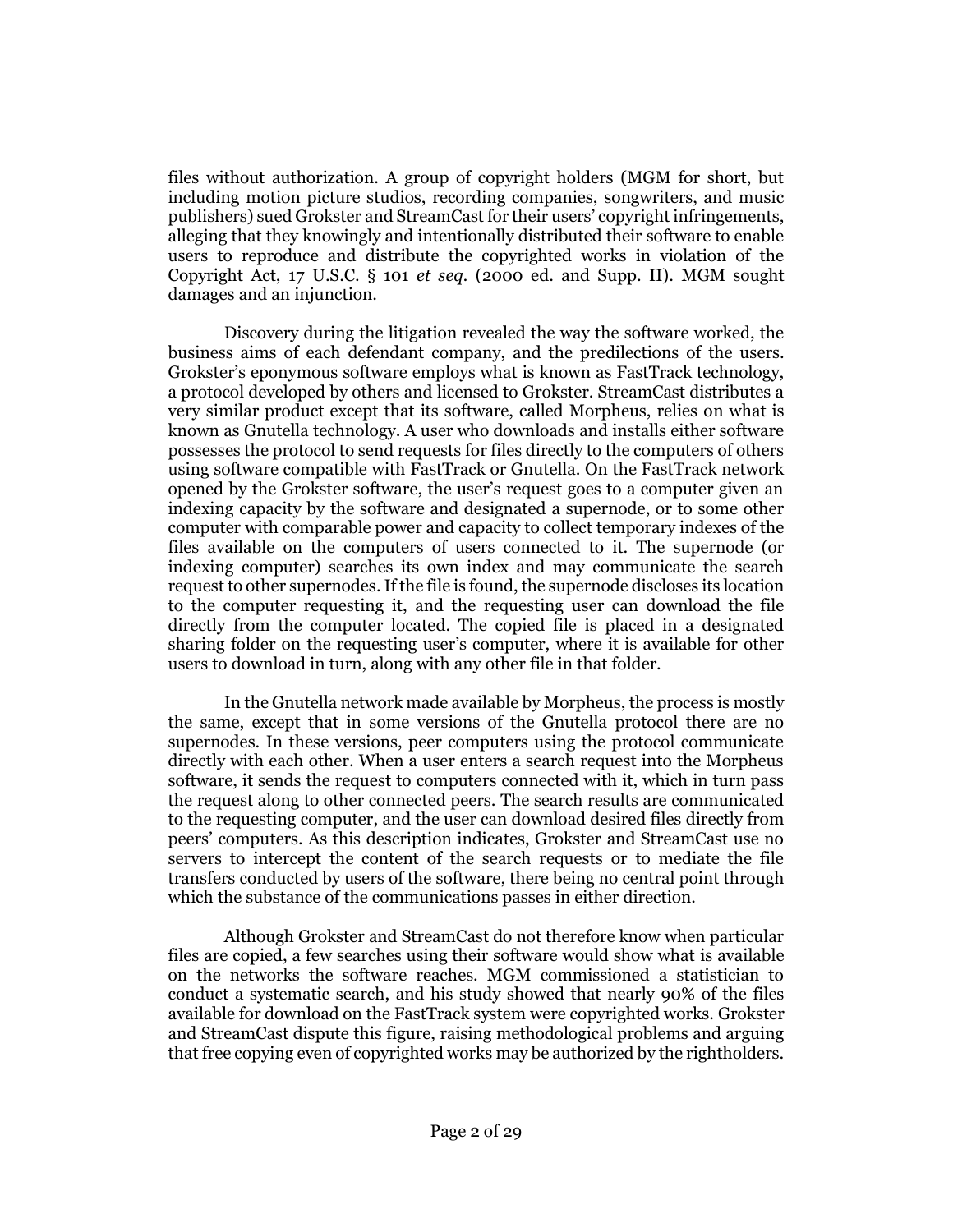files without authorization. A group of copyright holders (MGM for short, but including motion picture studios, recording companies, songwriters, and music publishers) sued Grokster and StreamCast for their users' copyright infringements, alleging that they knowingly and intentionally distributed their software to enable users to reproduce and distribute the copyrighted works in violation of the Copyright Act, 17 U.S.C. § 101 *et seq.* (2000 ed. and Supp. II). MGM sought damages and an injunction.

Discovery during the litigation revealed the way the software worked, the business aims of each defendant company, and the predilections of the users. Grokster's eponymous software employs what is known as FastTrack technology, a protocol developed by others and licensed to Grokster. StreamCast distributes a very similar product except that its software, called Morpheus, relies on what is known as Gnutella technology. A user who downloads and installs either software possesses the protocol to send requests for files directly to the computers of others using software compatible with FastTrack or Gnutella. On the FastTrack network opened by the Grokster software, the user's request goes to a computer given an indexing capacity by the software and designated a supernode, or to some other computer with comparable power and capacity to collect temporary indexes of the files available on the computers of users connected to it. The supernode (or indexing computer) searches its own index and may communicate the search request to other supernodes. If the file is found, the supernode discloses its location to the computer requesting it, and the requesting user can download the file directly from the computer located. The copied file is placed in a designated sharing folder on the requesting user's computer, where it is available for other users to download in turn, along with any other file in that folder.

In the Gnutella network made available by Morpheus, the process is mostly the same, except that in some versions of the Gnutella protocol there are no supernodes. In these versions, peer computers using the protocol communicate directly with each other. When a user enters a search request into the Morpheus software, it sends the request to computers connected with it, which in turn pass the request along to other connected peers. The search results are communicated to the requesting computer, and the user can download desired files directly from peers' computers. As this description indicates, Grokster and StreamCast use no servers to intercept the content of the search requests or to mediate the file transfers conducted by users of the software, there being no central point through which the substance of the communications passes in either direction.

Although Grokster and StreamCast do not therefore know when particular files are copied, a few searches using their software would show what is available on the networks the software reaches. MGM commissioned a statistician to conduct a systematic search, and his study showed that nearly 90% of the files available for download on the FastTrack system were copyrighted works. Grokster and StreamCast dispute this figure, raising methodological problems and arguing that free copying even of copyrighted works may be authorized by the rightholders.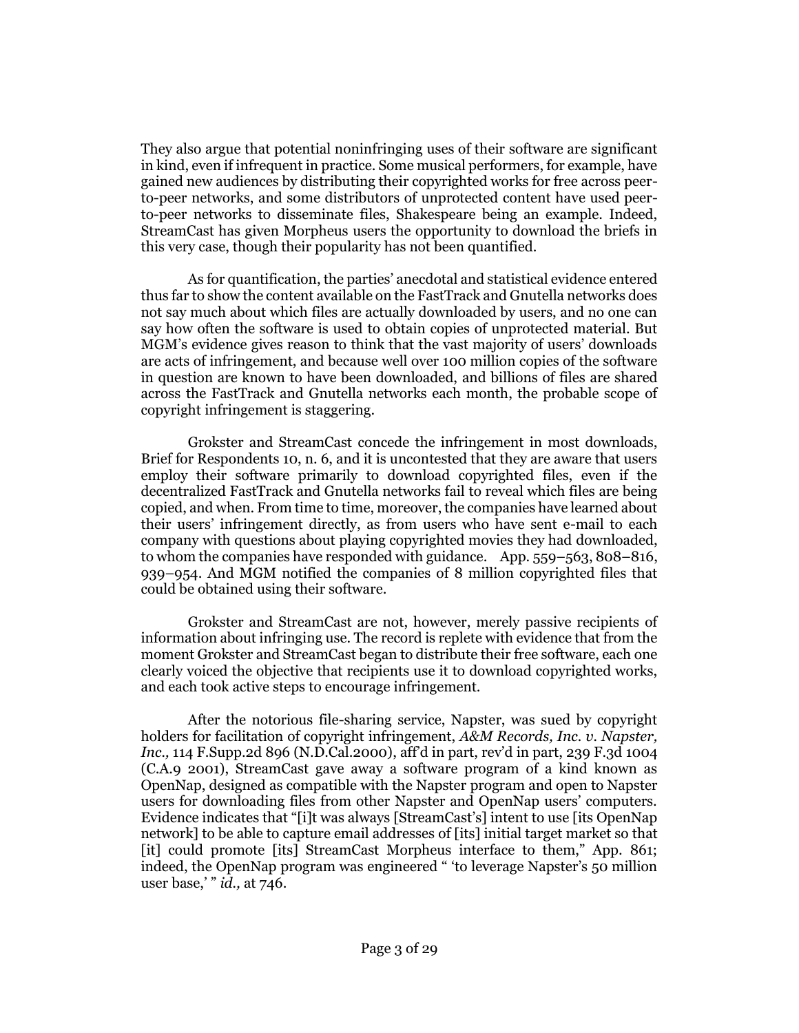They also argue that potential noninfringing uses of their software are significant in kind, even if infrequent in practice. Some musical performers, for example, have gained new audiences by distributing their copyrighted works for free across peer-to-peer networks, and some distributors of unprotected content have used peer-to-peer networks to disseminate files, Shakespeare being an example. Indeed, StreamCast has given Morpheus users the opportunity to download the briefs in this very case, though their popularity has not been quantified.

As for quantification, the parties' anecdotal and statistical evidence entered thus far to show the content available on the FastTrack and Gnutella networks does not say much about which files are actually downloaded by users, and no one can say how often the software is used to obtain copies of unprotected material. But MGM's evidence gives reason to think that the vast majority of users' downloads are acts of infringement, and because well over 100 million copies of the software in question are known to have been downloaded, and billions of files are shared across the FastTrack and Gnutella networks each month, the probable scope of copyright infringement is staggering.

Grokster and StreamCast concede the infringement in most downloads, Brief for Respondents 10, n. 6, and it is uncontested that they are aware that users employ their software primarily to download copyrighted files, even if the decentralized FastTrack and Gnutella networks fail to reveal which files are being copied, and when. From time to time, moreover, the companies have learned about their users' infringement directly, as from users who have sent e-mail to each company with questions about playing copyrighted movies they had downloaded, to whom the companies have responded with guidance. App. 559–563, 808–816, 939–954. And MGM notified the companies of 8 million copyrighted files that could be obtained using their software.

Grokster and StreamCast are not, however, merely passive recipients of information about infringing use. The record is replete with evidence that from the moment Grokster and StreamCast began to distribute their free software, each one clearly voiced the objective that recipients use it to download copyrighted works, and each took active steps to encourage infringement.

After the notorious file-sharing service, Napster, was sued by copyright holders for facilitation of copyright infringement, *A&M Records, Inc. v. Napster, Inc.,* 114 F.Supp.2d 896 (N.D.Cal.2000), aff'd in part, rev'd in part, 239 F.3d 1004 (C.A.9 2001), StreamCast gave away a software program of a kind known as OpenNap, designed as compatible with the Napster program and open to Napster users for downloading files from other Napster and OpenNap users' computers. Evidence indicates that "[i]t was always [StreamCast's] intent to use [its OpenNap network] to be able to capture email addresses of [its] initial target market so that [it] could promote [its] StreamCast Morpheus interface to them," App. 861; indeed, the OpenNap program was engineered " 'to leverage Napster's 50 million user base,' " *id.,* at 746.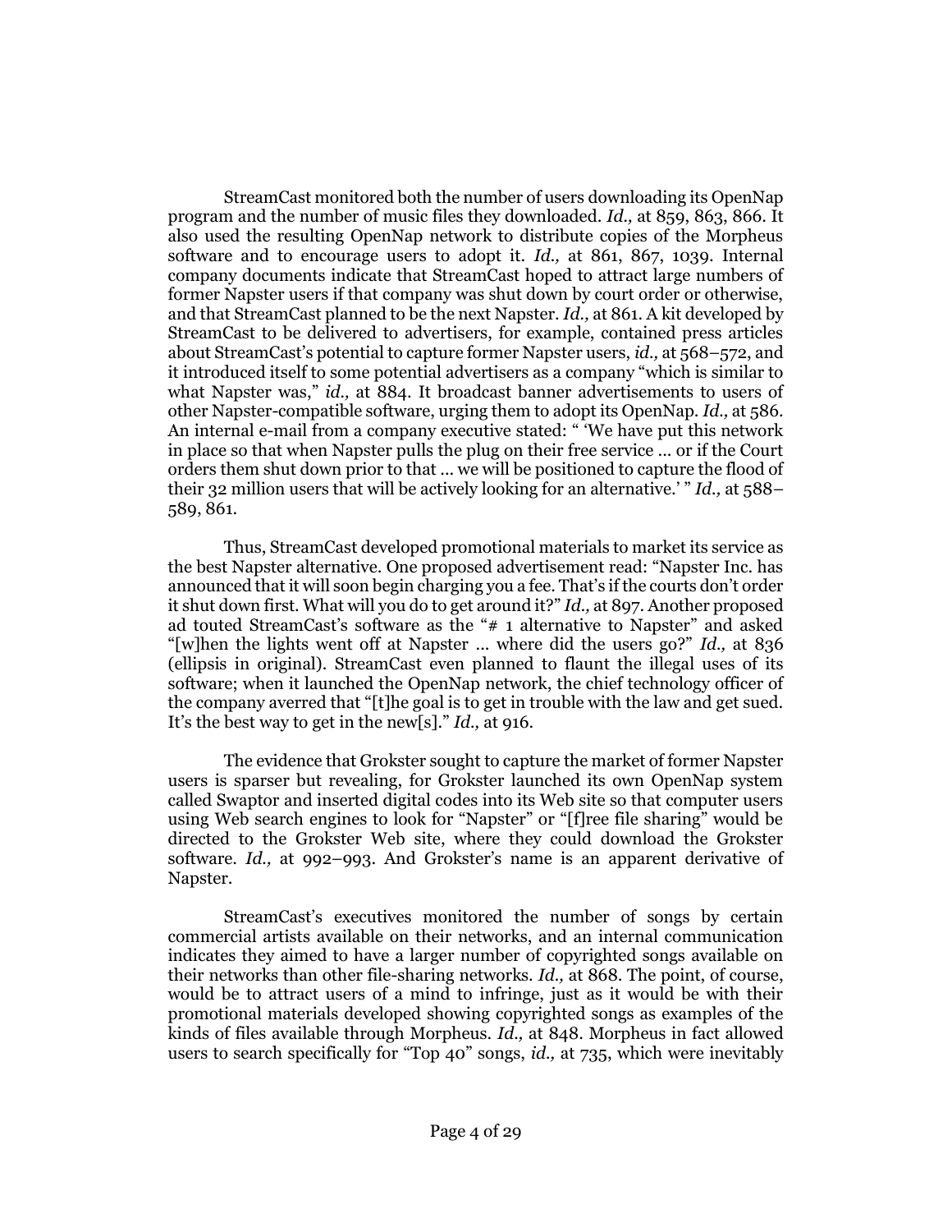StreamCast monitored both the number of users downloading its OpenNap program and the number of music files they downloaded. *Id.,* at 859, 863, 866. It also used the resulting OpenNap network to distribute copies of the Morpheus software and to encourage users to adopt it. *Id.,* at 861, 867, 1039. Internal company documents indicate that StreamCast hoped to attract large numbers of former Napster users if that company was shut down by court order or otherwise, and that StreamCast planned to be the next Napster. *Id.,* at 861. A kit developed by StreamCast to be delivered to advertisers, for example, contained press articles about StreamCast's potential to capture former Napster users, *id.,* at 568–572, and it introduced itself to some potential advertisers as a company "which is similar to what Napster was," *id.,* at 884. It broadcast banner advertisements to users of other Napster-compatible software, urging them to adopt its OpenNap. *Id.,* at 586. An internal e-mail from a company executive stated: " 'We have put this network in place so that when Napster pulls the plug on their free service ... or if the Court orders them shut down prior to that ... we will be positioned to capture the flood of their 32 million users that will be actively looking for an alternative.' " *Id.,* at 588–589, 861.

Thus, StreamCast developed promotional materials to market its service as the best Napster alternative. One proposed advertisement read: "Napster Inc. has announced that it will soon begin charging you a fee. That's if the courts don't order it shut down first. What will you do to get around it?" *Id.,* at 897. Another proposed ad touted StreamCast's software as the "# 1 alternative to Napster" and asked "[w]hen the lights went off at Napster ... where did the users go?" *Id.,* at 836 (ellipsis in original). StreamCast even planned to flaunt the illegal uses of its software; when it launched the OpenNap network, the chief technology officer of the company averred that "[t]he goal is to get in trouble with the law and get sued. It's the best way to get in the new[s]." *Id.,* at 916.

The evidence that Grokster sought to capture the market of former Napster users is sparser but revealing, for Grokster launched its own OpenNap system called Swaptor and inserted digital codes into its Web site so that computer users using Web search engines to look for "Napster" or "[f]ree file sharing" would be directed to the Grokster Web site, where they could download the Grokster software. *Id.,* at 992–993. And Grokster's name is an apparent derivative of Napster.

StreamCast's executives monitored the number of songs by certain commercial artists available on their networks, and an internal communication indicates they aimed to have a larger number of copyrighted songs available on their networks than other file-sharing networks. *Id.,* at 868. The point, of course, would be to attract users of a mind to infringe, just as it would be with their promotional materials developed showing copyrighted songs as examples of the kinds of files available through Morpheus. *Id.,* at 848. Morpheus in fact allowed users to search specifically for "Top 40" songs, *id.,* at 735, which were inevitably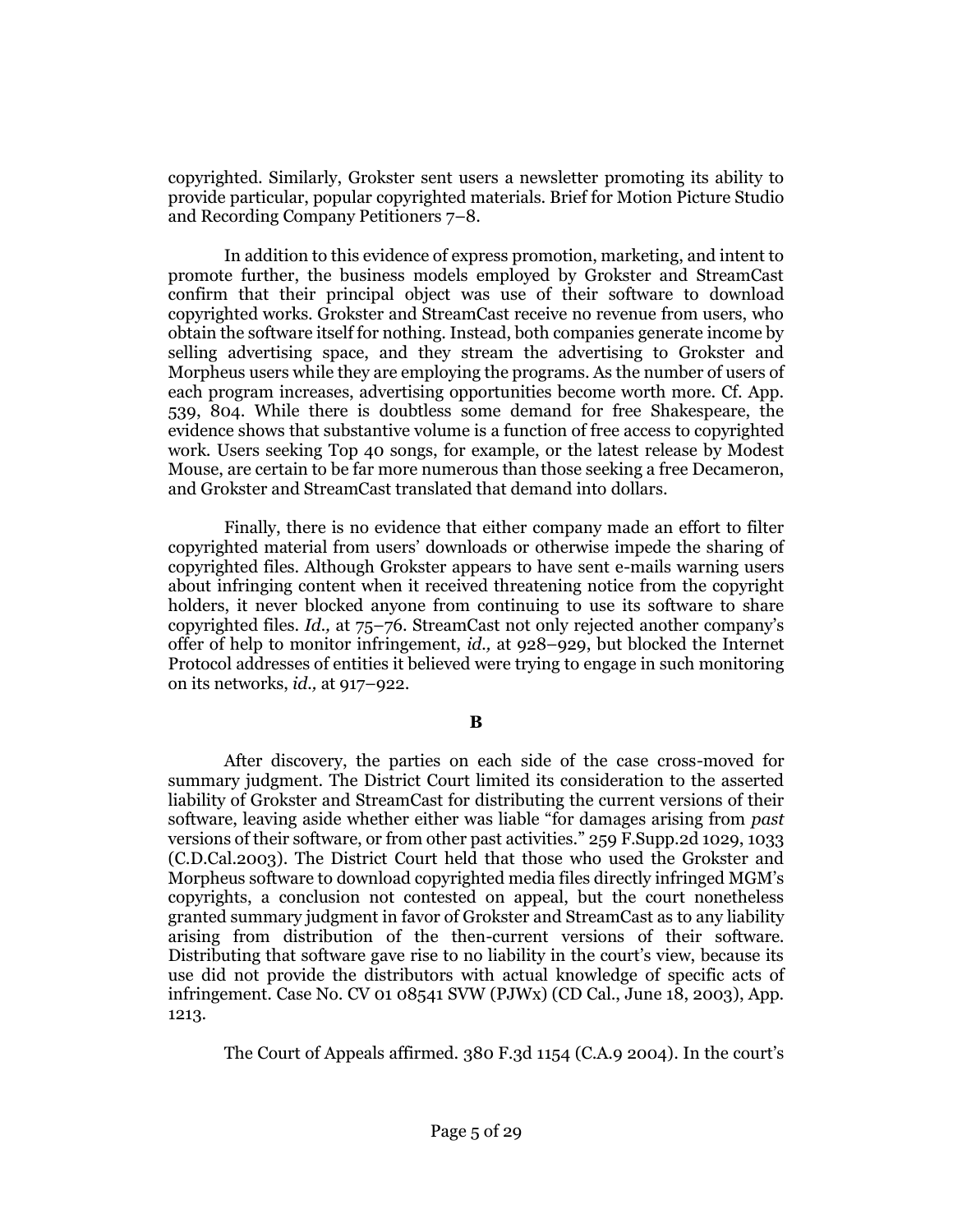copyrighted. Similarly, Grokster sent users a newsletter promoting its ability to provide particular, popular copyrighted materials. Brief for Motion Picture Studio and Recording Company Petitioners 7–8.

In addition to this evidence of express promotion, marketing, and intent to promote further, the business models employed by Grokster and StreamCast confirm that their principal object was use of their software to download copyrighted works. Grokster and StreamCast receive no revenue from users, who obtain the software itself for nothing. Instead, both companies generate income by selling advertising space, and they stream the advertising to Grokster and Morpheus users while they are employing the programs. As the number of users of each program increases, advertising opportunities become worth more. Cf. App. 539, 804. While there is doubtless some demand for free Shakespeare, the evidence shows that substantive volume is a function of free access to copyrighted work. Users seeking Top 40 songs, for example, or the latest release by Modest Mouse, are certain to be far more numerous than those seeking a free Decameron, and Grokster and StreamCast translated that demand into dollars.

Finally, there is no evidence that either company made an effort to filter copyrighted material from users' downloads or otherwise impede the sharing of copyrighted files. Although Grokster appears to have sent e-mails warning users about infringing content when it received threatening notice from the copyright holders, it never blocked anyone from continuing to use its software to share copyrighted files. *Id.,* at 75–76. StreamCast not only rejected another company's offer of help to monitor infringement, *id.,* at 928–929, but blocked the Internet Protocol addresses of entities it believed were trying to engage in such monitoring on its networks, *id.,* at 917–922.

**B**

After discovery, the parties on each side of the case cross-moved for summary judgment. The District Court limited its consideration to the asserted liability of Grokster and StreamCast for distributing the current versions of their software, leaving aside whether either was liable "for damages arising from *past* versions of their software, or from other past activities." 259 F.Supp.2d 1029, 1033 (C.D.Cal.2003). The District Court held that those who used the Grokster and Morpheus software to download copyrighted media files directly infringed MGM's copyrights, a conclusion not contested on appeal, but the court nonetheless granted summary judgment in favor of Grokster and StreamCast as to any liability arising from distribution of the then-current versions of their software. Distributing that software gave rise to no liability in the court's view, because its use did not provide the distributors with actual knowledge of specific acts of infringement. Case No. CV 01 08541 SVW (PJWx) (CD Cal., June 18, 2003), App. 1213.

The Court of Appeals affirmed. 380 F.3d 1154 (C.A.9 2004). In the court's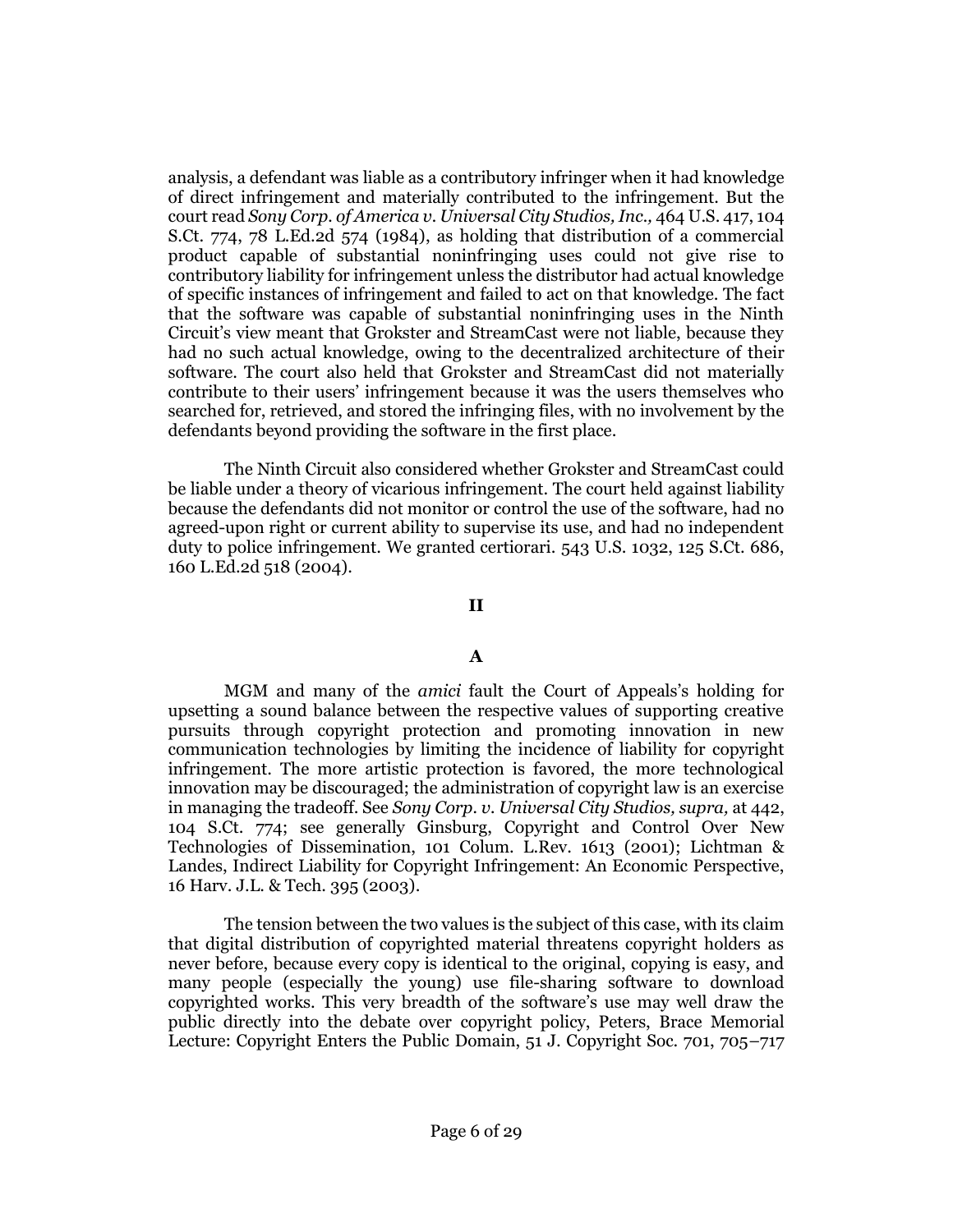analysis, a defendant was liable as a contributory infringer when it had knowledge of direct infringement and materially contributed to the infringement. But the court read *Sony Corp. of America v. Universal City Studios, Inc.,* 464 U.S. 417, 104 S.Ct. 774, 78 L.Ed.2d 574 (1984), as holding that distribution of a commercial product capable of substantial noninfringing uses could not give rise to contributory liability for infringement unless the distributor had actual knowledge of specific instances of infringement and failed to act on that knowledge. The fact that the software was capable of substantial noninfringing uses in the Ninth Circuit's view meant that Grokster and StreamCast were not liable, because they had no such actual knowledge, owing to the decentralized architecture of their software. The court also held that Grokster and StreamCast did not materially contribute to their users' infringement because it was the users themselves who searched for, retrieved, and stored the infringing files, with no involvement by the defendants beyond providing the software in the first place.

The Ninth Circuit also considered whether Grokster and StreamCast could be liable under a theory of vicarious infringement. The court held against liability because the defendants did not monitor or control the use of the software, had no agreed-upon right or current ability to supervise its use, and had no independent duty to police infringement. We granted certiorari. 543 U.S. 1032, 125 S.Ct. 686, 160 L.Ed.2d 518 (2004).

## II

### A

MGM and many of the *amici* fault the Court of Appeals's holding for upsetting a sound balance between the respective values of supporting creative pursuits through copyright protection and promoting innovation in new communication technologies by limiting the incidence of liability for copyright infringement. The more artistic protection is favored, the more technological innovation may be discouraged; the administration of copyright law is an exercise in managing the tradeoff. See *Sony Corp. v. Universal City Studios, supra,* at 442, 104 S.Ct. 774; see generally Ginsburg, Copyright and Control Over New Technologies of Dissemination, 101 Colum. L.Rev. 1613 (2001); Lichtman & Landes, Indirect Liability for Copyright Infringement: An Economic Perspective, 16 Harv. J.L. & Tech. 395 (2003).

The tension between the two values is the subject of this case, with its claim that digital distribution of copyrighted material threatens copyright holders as never before, because every copy is identical to the original, copying is easy, and many people (especially the young) use file-sharing software to download copyrighted works. This very breadth of the software's use may well draw the public directly into the debate over copyright policy, Peters, Brace Memorial Lecture: Copyright Enters the Public Domain, 51 J. Copyright Soc. 701, 705–717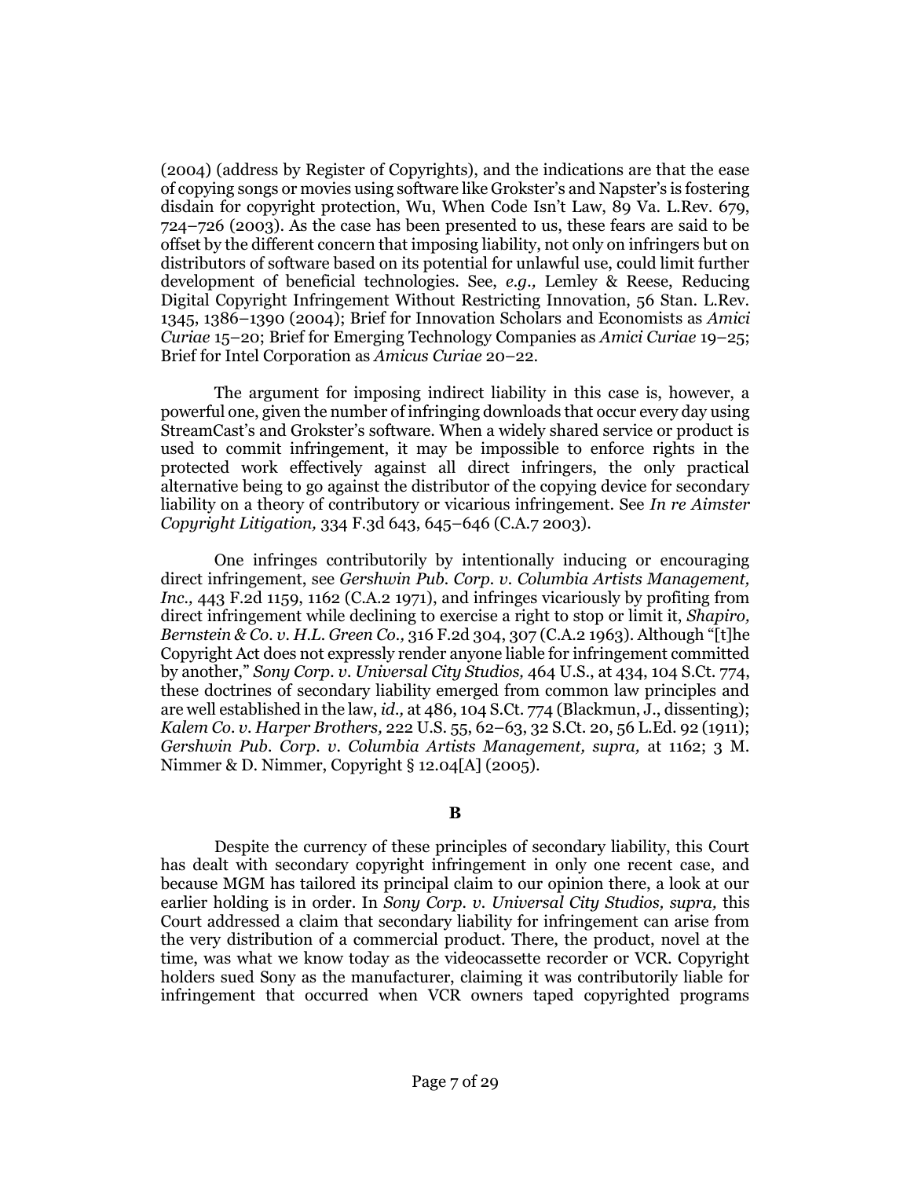(2004) (address by Register of Copyrights), and the indications are that the ease of copying songs or movies using software like Grokster's and Napster's is fostering disdain for copyright protection, Wu, When Code Isn't Law, 89 Va. L.Rev. 679, 724–726 (2003). As the case has been presented to us, these fears are said to be offset by the different concern that imposing liability, not only on infringers but on distributors of software based on its potential for unlawful use, could limit further development of beneficial technologies. See, *e.g.,* Lemley & Reese, Reducing Digital Copyright Infringement Without Restricting Innovation, 56 Stan. L.Rev. 1345, 1386–1390 (2004); Brief for Innovation Scholars and Economists as *Amici Curiae* 15–20; Brief for Emerging Technology Companies as *Amici Curiae* 19–25; Brief for Intel Corporation as *Amicus Curiae* 20–22.

The argument for imposing indirect liability in this case is, however, a powerful one, given the number of infringing downloads that occur every day using StreamCast's and Grokster's software. When a widely shared service or product is used to commit infringement, it may be impossible to enforce rights in the protected work effectively against all direct infringers, the only practical alternative being to go against the distributor of the copying device for secondary liability on a theory of contributory or vicarious infringement. See *In re Aimster Copyright Litigation,* 334 F.3d 643, 645–646 (C.A.7 2003).

One infringes contributorily by intentionally inducing or encouraging direct infringement, see *Gershwin Pub. Corp. v. Columbia Artists Management, Inc.,* 443 F.2d 1159, 1162 (C.A.2 1971), and infringes vicariously by profiting from direct infringement while declining to exercise a right to stop or limit it, *Shapiro, Bernstein & Co. v. H.L. Green Co.,* 316 F.2d 304, 307 (C.A.2 1963). Although "[t]he Copyright Act does not expressly render anyone liable for infringement committed by another," *Sony Corp. v. Universal City Studios,* 464 U.S., at 434, 104 S.Ct. 774, these doctrines of secondary liability emerged from common law principles and are well established in the law, *id.,* at 486, 104 S.Ct. 774 (Blackmun, J., dissenting); *Kalem Co. v. Harper Brothers,* 222 U.S. 55, 62–63, 32 S.Ct. 20, 56 L.Ed. 92 (1911); *Gershwin Pub. Corp. v. Columbia Artists Management, supra,* at 1162; 3 M. Nimmer & D. Nimmer, Copyright § 12.04[A] (2005).

**B**

Despite the currency of these principles of secondary liability, this Court has dealt with secondary copyright infringement in only one recent case, and because MGM has tailored its principal claim to our opinion there, a look at our earlier holding is in order. In *Sony Corp. v. Universal City Studios, supra,* this Court addressed a claim that secondary liability for infringement can arise from the very distribution of a commercial product. There, the product, novel at the time, was what we know today as the videocassette recorder or VCR. Copyright holders sued Sony as the manufacturer, claiming it was contributorily liable for infringement that occurred when VCR owners taped copyrighted programs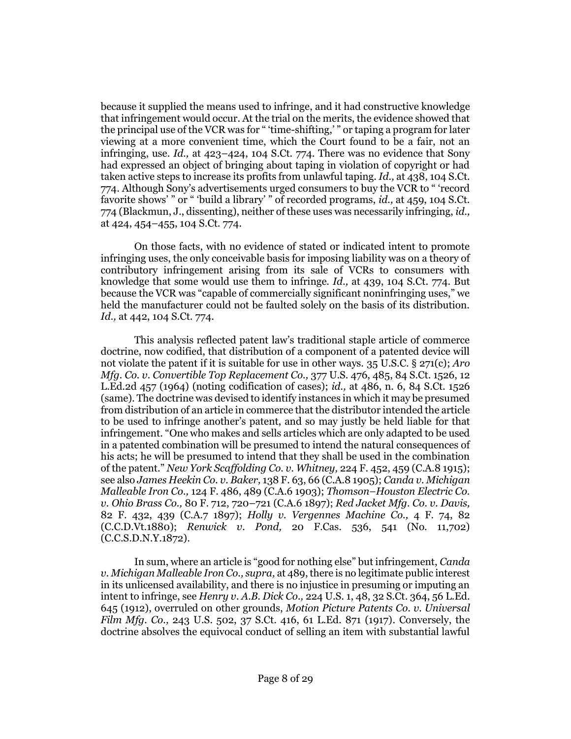because it supplied the means used to infringe, and it had constructive knowledge that infringement would occur. At the trial on the merits, the evidence showed that the principal use of the VCR was for " 'time-shifting,' " or taping a program for later viewing at a more convenient time, which the Court found to be a fair, not an infringing, use. *Id.,* at 423–424, 104 S.Ct. 774. There was no evidence that Sony had expressed an object of bringing about taping in violation of copyright or had taken active steps to increase its profits from unlawful taping. *Id.,* at 438, 104 S.Ct. 774. Although Sony's advertisements urged consumers to buy the VCR to " 'record favorite shows' " or " 'build a library' " of recorded programs, *id.,* at 459, 104 S.Ct. 774 (Blackmun, J., dissenting), neither of these uses was necessarily infringing, *id.,* at 424, 454–455, 104 S.Ct. 774.

On those facts, with no evidence of stated or indicated intent to promote infringing uses, the only conceivable basis for imposing liability was on a theory of contributory infringement arising from its sale of VCRs to consumers with knowledge that some would use them to infringe. *Id.,* at 439, 104 S.Ct. 774. But because the VCR was "capable of commercially significant noninfringing uses," we held the manufacturer could not be faulted solely on the basis of its distribution. *Id.,* at 442, 104 S.Ct. 774.

This analysis reflected patent law's traditional staple article of commerce doctrine, now codified, that distribution of a component of a patented device will not violate the patent if it is suitable for use in other ways. 35 U.S.C. § 271(c); *Aro Mfg. Co. v. Convertible Top Replacement Co.,* 377 U.S. 476, 485, 84 S.Ct. 1526, 12 L.Ed.2d 457 (1964) (noting codification of cases); *id.,* at 486, n. 6, 84 S.Ct. 1526 (same). The doctrine was devised to identify instances in which it may be presumed from distribution of an article in commerce that the distributor intended the article to be used to infringe another's patent, and so may justly be held liable for that infringement. "One who makes and sells articles which are only adapted to be used in a patented combination will be presumed to intend the natural consequences of his acts; he will be presumed to intend that they shall be used in the combination of the patent." *New York Scaffolding Co. v. Whitney,* 224 F. 452, 459 (C.A.8 1915); see also *James Heekin Co. v. Baker,* 138 F. 63, 66 (C.A.8 1905); *Canda v. Michigan Malleable Iron Co.,* 124 F. 486, 489 (C.A.6 1903); *Thomson–Houston Electric Co. v. Ohio Brass Co.,* 80 F. 712, 720–721 (C.A.6 1897); *Red Jacket Mfg. Co. v. Davis,* 82 F. 432, 439 (C.A.7 1897); *Holly v. Vergennes Machine Co.,* 4 F. 74, 82 (C.C.D.Vt.1880); *Renwick v. Pond,* 20 F.Cas. 536, 541 (No. 11,702) (C.C.S.D.N.Y.1872).

In sum, where an article is "good for nothing else" but infringement, *Canda v. Michigan Malleable Iron Co., supra,* at 489, there is no legitimate public interest in its unlicensed availability, and there is no injustice in presuming or imputing an intent to infringe, see *Henry v. A.B. Dick Co.,* 224 U.S. 1, 48, 32 S.Ct. 364, 56 L.Ed. 645 (1912), overruled on other grounds, *Motion Picture Patents Co. v. Universal Film Mfg. Co.,* 243 U.S. 502, 37 S.Ct. 416, 61 L.Ed. 871 (1917). Conversely, the doctrine absolves the equivocal conduct of selling an item with substantial lawful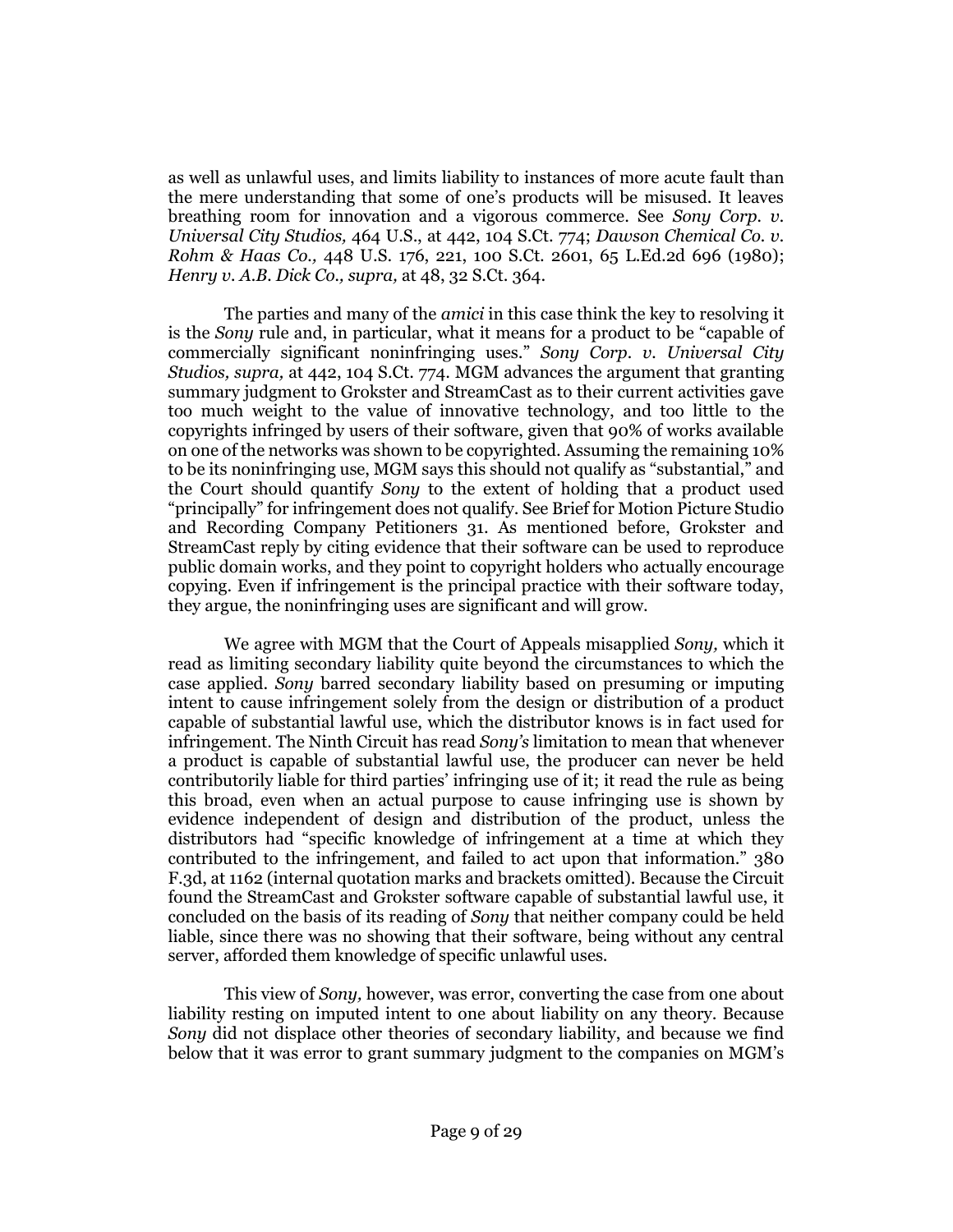as well as unlawful uses, and limits liability to instances of more acute fault than the mere understanding that some of one's products will be misused. It leaves breathing room for innovation and a vigorous commerce. See *Sony Corp. v. Universal City Studios,* 464 U.S., at 442, 104 S.Ct. 774; *Dawson Chemical Co. v. Rohm & Haas Co.,* 448 U.S. 176, 221, 100 S.Ct. 2601, 65 L.Ed.2d 696 (1980); *Henry v. A.B. Dick Co., supra,* at 48, 32 S.Ct. 364.

The parties and many of the *amici* in this case think the key to resolving it is the *Sony* rule and, in particular, what it means for a product to be "capable of commercially significant noninfringing uses." *Sony Corp. v. Universal City Studios, supra,* at 442, 104 S.Ct. 774. MGM advances the argument that granting summary judgment to Grokster and StreamCast as to their current activities gave too much weight to the value of innovative technology, and too little to the copyrights infringed by users of their software, given that 90% of works available on one of the networks was shown to be copyrighted. Assuming the remaining 10% to be its noninfringing use, MGM says this should not qualify as "substantial," and the Court should quantify *Sony* to the extent of holding that a product used "principally" for infringement does not qualify. See Brief for Motion Picture Studio and Recording Company Petitioners 31. As mentioned before, Grokster and StreamCast reply by citing evidence that their software can be used to reproduce public domain works, and they point to copyright holders who actually encourage copying. Even if infringement is the principal practice with their software today, they argue, the noninfringing uses are significant and will grow.

We agree with MGM that the Court of Appeals misapplied *Sony,* which it read as limiting secondary liability quite beyond the circumstances to which the case applied. *Sony* barred secondary liability based on presuming or imputing intent to cause infringement solely from the design or distribution of a product capable of substantial lawful use, which the distributor knows is in fact used for infringement. The Ninth Circuit has read *Sony's* limitation to mean that whenever a product is capable of substantial lawful use, the producer can never be held contributorily liable for third parties' infringing use of it; it read the rule as being this broad, even when an actual purpose to cause infringing use is shown by evidence independent of design and distribution of the product, unless the distributors had "specific knowledge of infringement at a time at which they contributed to the infringement, and failed to act upon that information." 380 F.3d, at 1162 (internal quotation marks and brackets omitted). Because the Circuit found the StreamCast and Grokster software capable of substantial lawful use, it concluded on the basis of its reading of *Sony* that neither company could be held liable, since there was no showing that their software, being without any central server, afforded them knowledge of specific unlawful uses.

This view of *Sony,* however, was error, converting the case from one about liability resting on imputed intent to one about liability on any theory. Because *Sony* did not displace other theories of secondary liability, and because we find below that it was error to grant summary judgment to the companies on MGM's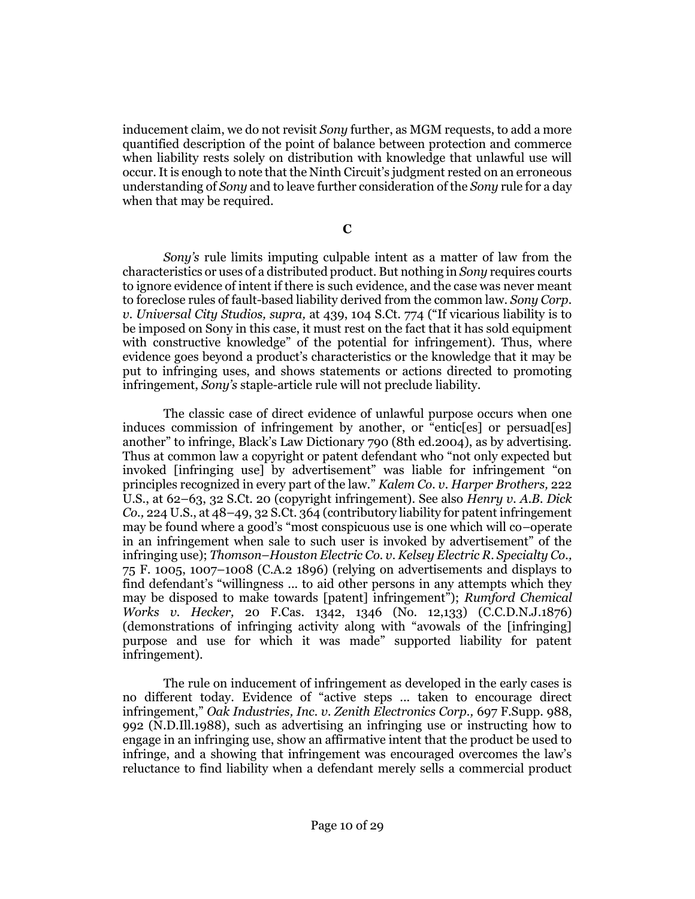inducement claim, we do not revisit *Sony* further, as MGM requests, to add a more quantified description of the point of balance between protection and commerce when liability rests solely on distribution with knowledge that unlawful use will occur. It is enough to note that the Ninth Circuit's judgment rested on an erroneous understanding of *Sony* and to leave further consideration of the *Sony* rule for a day when that may be required.

**C**

*Sony's* rule limits imputing culpable intent as a matter of law from the characteristics or uses of a distributed product. But nothing in *Sony* requires courts to ignore evidence of intent if there is such evidence, and the case was never meant to foreclose rules of fault-based liability derived from the common law. *Sony Corp. v. Universal City Studios, supra,* at 439, 104 S.Ct. 774 ("If vicarious liability is to be imposed on Sony in this case, it must rest on the fact that it has sold equipment with constructive knowledge" of the potential for infringement). Thus, where evidence goes beyond a product's characteristics or the knowledge that it may be put to infringing uses, and shows statements or actions directed to promoting infringement, *Sony's* staple-article rule will not preclude liability.

The classic case of direct evidence of unlawful purpose occurs when one induces commission of infringement by another, or "entic[es] or persuad[es] another" to infringe, Black's Law Dictionary 790 (8th ed.2004), as by advertising. Thus at common law a copyright or patent defendant who "not only expected but invoked [infringing use] by advertisement" was liable for infringement "on principles recognized in every part of the law." *Kalem Co. v. Harper Brothers,* 222 U.S., at 62–63, 32 S.Ct. 20 (copyright infringement). See also *Henry v. A.B. Dick Co.,* 224 U.S., at 48–49, 32 S.Ct. 364 (contributory liability for patent infringement may be found where a good's "most conspicuous use is one which will co–operate in an infringement when sale to such user is invoked by advertisement" of the infringing use); *Thomson–Houston Electric Co. v. Kelsey Electric R. Specialty Co.,* 75 F. 1005, 1007–1008 (C.A.2 1896) (relying on advertisements and displays to find defendant's "willingness ... to aid other persons in any attempts which they may be disposed to make towards [patent] infringement"); *Rumford Chemical Works v. Hecker,* 20 F.Cas. 1342, 1346 (No. 12,133) (C.C.D.N.J.1876) (demonstrations of infringing activity along with "avowals of the [infringing] purpose and use for which it was made" supported liability for patent infringement).

The rule on inducement of infringement as developed in the early cases is no different today. Evidence of "active steps ... taken to encourage direct infringement," *Oak Industries, Inc. v. Zenith Electronics Corp.,* 697 F.Supp. 988, 992 (N.D.Ill.1988), such as advertising an infringing use or instructing how to engage in an infringing use, show an affirmative intent that the product be used to infringe, and a showing that infringement was encouraged overcomes the law's reluctance to find liability when a defendant merely sells a commercial product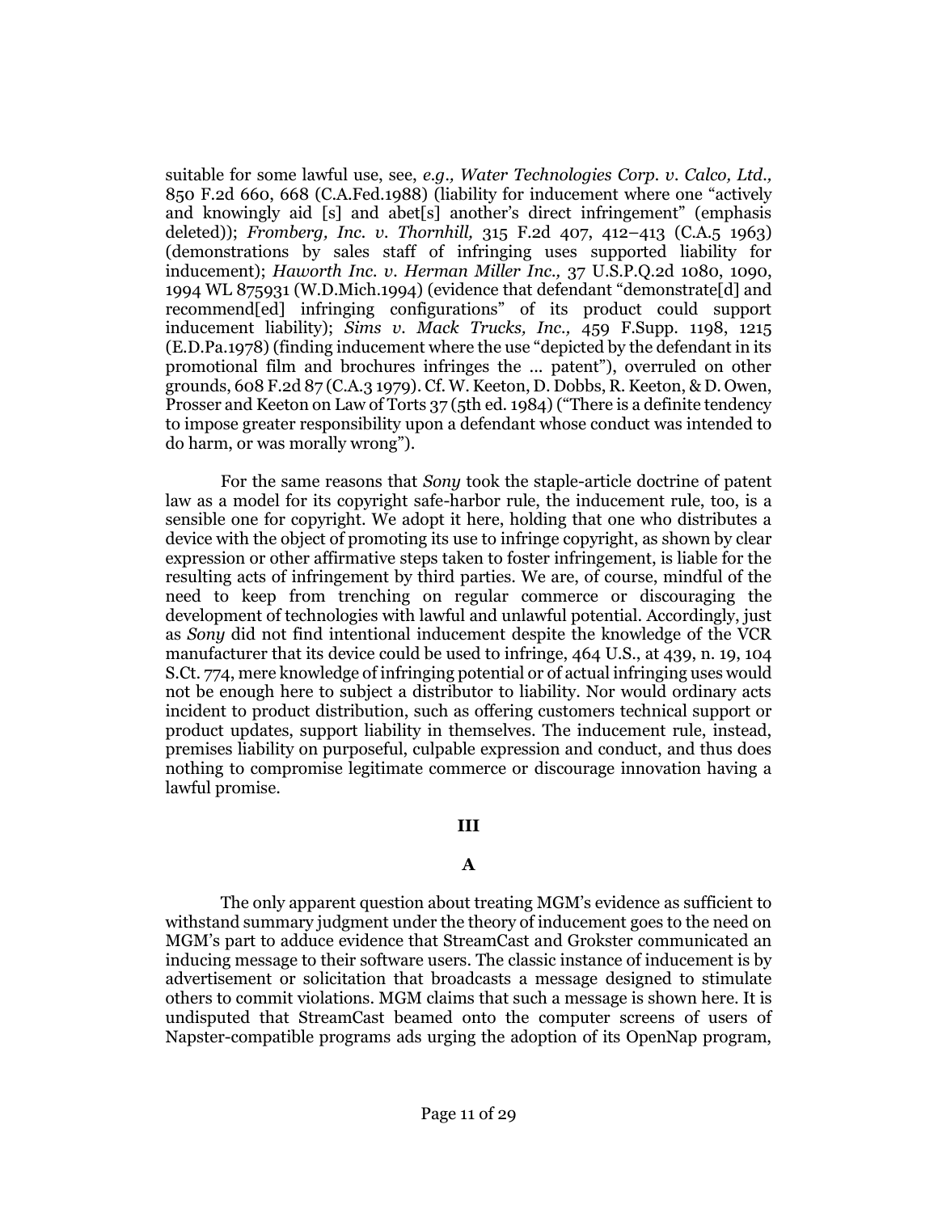suitable for some lawful use, see, *e.g., Water Technologies Corp. v. Calco, Ltd.,* 850 F.2d 660, 668 (C.A.Fed.1988) (liability for inducement where one "actively and knowingly aid [s] and abet[s] another's direct infringement" (emphasis deleted)); *Fromberg, Inc. v. Thornhill,* 315 F.2d 407, 412–413 (C.A.5 1963) (demonstrations by sales staff of infringing uses supported liability for inducement); *Haworth Inc. v. Herman Miller Inc.,* 37 U.S.P.Q.2d 1080, 1090, 1994 WL 875931 (W.D.Mich.1994) (evidence that defendant "demonstrate[d] and recommend[ed] infringing configurations" of its product could support inducement liability); *Sims v. Mack Trucks, Inc.,* 459 F.Supp. 1198, 1215 (E.D.Pa.1978) (finding inducement where the use "depicted by the defendant in its promotional film and brochures infringes the ... patent"), overruled on other grounds, 608 F.2d 87 (C.A.3 1979). Cf. W. Keeton, D. Dobbs, R. Keeton, & D. Owen, Prosser and Keeton on Law of Torts 37 (5th ed. 1984) ("There is a definite tendency to impose greater responsibility upon a defendant whose conduct was intended to do harm, or was morally wrong").

For the same reasons that *Sony* took the staple-article doctrine of patent law as a model for its copyright safe-harbor rule, the inducement rule, too, is a sensible one for copyright. We adopt it here, holding that one who distributes a device with the object of promoting its use to infringe copyright, as shown by clear expression or other affirmative steps taken to foster infringement, is liable for the resulting acts of infringement by third parties. We are, of course, mindful of the need to keep from trenching on regular commerce or discouraging the development of technologies with lawful and unlawful potential. Accordingly, just as *Sony* did not find intentional inducement despite the knowledge of the VCR manufacturer that its device could be used to infringe, 464 U.S., at 439, n. 19, 104 S.Ct. 774, mere knowledge of infringing potential or of actual infringing uses would not be enough here to subject a distributor to liability. Nor would ordinary acts incident to product distribution, such as offering customers technical support or product updates, support liability in themselves. The inducement rule, instead, premises liability on purposeful, culpable expression and conduct, and thus does nothing to compromise legitimate commerce or discourage innovation having a lawful promise.

## III

### A

The only apparent question about treating MGM's evidence as sufficient to withstand summary judgment under the theory of inducement goes to the need on MGM's part to adduce evidence that StreamCast and Grokster communicated an inducing message to their software users. The classic instance of inducement is by advertisement or solicitation that broadcasts a message designed to stimulate others to commit violations. MGM claims that such a message is shown here. It is undisputed that StreamCast beamed onto the computer screens of users of Napster-compatible programs ads urging the adoption of its OpenNap program,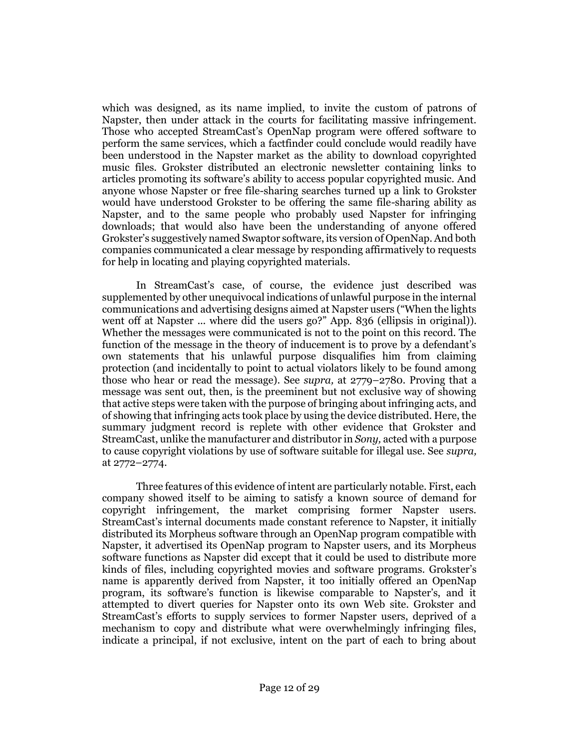which was designed, as its name implied, to invite the custom of patrons of Napster, then under attack in the courts for facilitating massive infringement. Those who accepted StreamCast's OpenNap program were offered software to perform the same services, which a factfinder could conclude would readily have been understood in the Napster market as the ability to download copyrighted music files. Grokster distributed an electronic newsletter containing links to articles promoting its software's ability to access popular copyrighted music. And anyone whose Napster or free file-sharing searches turned up a link to Grokster would have understood Grokster to be offering the same file-sharing ability as Napster, and to the same people who probably used Napster for infringing downloads; that would also have been the understanding of anyone offered Grokster's suggestively named Swaptor software, its version of OpenNap. And both companies communicated a clear message by responding affirmatively to requests for help in locating and playing copyrighted materials.

In StreamCast's case, of course, the evidence just described was supplemented by other unequivocal indications of unlawful purpose in the internal communications and advertising designs aimed at Napster users ("When the lights went off at Napster ... where did the users go?" App. 836 (ellipsis in original)). Whether the messages were communicated is not to the point on this record. The function of the message in the theory of inducement is to prove by a defendant's own statements that his unlawful purpose disqualifies him from claiming protection (and incidentally to point to actual violators likely to be found among those who hear or read the message). See *supra,* at 2779–2780. Proving that a message was sent out, then, is the preeminent but not exclusive way of showing that active steps were taken with the purpose of bringing about infringing acts, and of showing that infringing acts took place by using the device distributed. Here, the summary judgment record is replete with other evidence that Grokster and StreamCast, unlike the manufacturer and distributor in *Sony,* acted with a purpose to cause copyright violations by use of software suitable for illegal use. See *supra,* at 2772–2774.

Three features of this evidence of intent are particularly notable. First, each company showed itself to be aiming to satisfy a known source of demand for copyright infringement, the market comprising former Napster users. StreamCast's internal documents made constant reference to Napster, it initially distributed its Morpheus software through an OpenNap program compatible with Napster, it advertised its OpenNap program to Napster users, and its Morpheus software functions as Napster did except that it could be used to distribute more kinds of files, including copyrighted movies and software programs. Grokster's name is apparently derived from Napster, it too initially offered an OpenNap program, its software's function is likewise comparable to Napster's, and it attempted to divert queries for Napster onto its own Web site. Grokster and StreamCast's efforts to supply services to former Napster users, deprived of a mechanism to copy and distribute what were overwhelmingly infringing files, indicate a principal, if not exclusive, intent on the part of each to bring about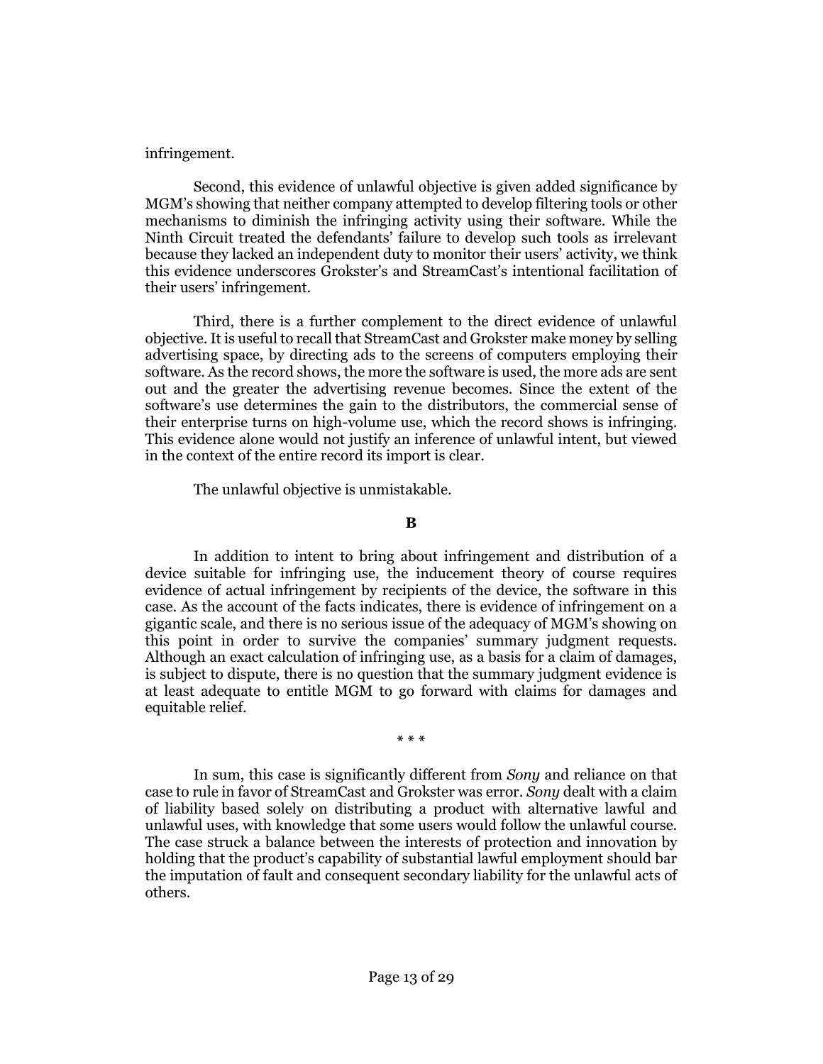infringement.

Second, this evidence of unlawful objective is given added significance by MGM's showing that neither company attempted to develop filtering tools or other mechanisms to diminish the infringing activity using their software. While the Ninth Circuit treated the defendants' failure to develop such tools as irrelevant because they lacked an independent duty to monitor their users' activity, we think this evidence underscores Grokster's and StreamCast's intentional facilitation of their users' infringement.

Third, there is a further complement to the direct evidence of unlawful objective. It is useful to recall that StreamCast and Grokster make money by selling advertising space, by directing ads to the screens of computers employing their software. As the record shows, the more the software is used, the more ads are sent out and the greater the advertising revenue becomes. Since the extent of the software's use determines the gain to the distributors, the commercial sense of their enterprise turns on high-volume use, which the record shows is infringing. This evidence alone would not justify an inference of unlawful intent, but viewed in the context of the entire record its import is clear.

The unlawful objective is unmistakable.

**B**

In addition to intent to bring about infringement and distribution of a device suitable for infringing use, the inducement theory of course requires evidence of actual infringement by recipients of the device, the software in this case. As the account of the facts indicates, there is evidence of infringement on a gigantic scale, and there is no serious issue of the adequacy of MGM's showing on this point in order to survive the companies' summary judgment requests. Although an exact calculation of infringing use, as a basis for a claim of damages, is subject to dispute, there is no question that the summary judgment evidence is at least adequate to entitle MGM to go forward with claims for damages and equitable relief.

\* \* \*

In sum, this case is significantly different from *Sony* and reliance on that case to rule in favor of StreamCast and Grokster was error. *Sony* dealt with a claim of liability based solely on distributing a product with alternative lawful and unlawful uses, with knowledge that some users would follow the unlawful course. The case struck a balance between the interests of protection and innovation by holding that the product's capability of substantial lawful employment should bar the imputation of fault and consequent secondary liability for the unlawful acts of others.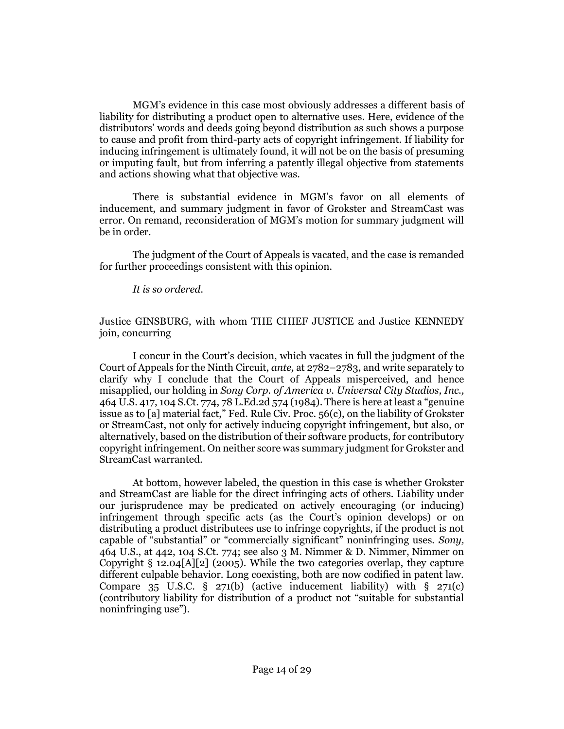MGM's evidence in this case most obviously addresses a different basis of liability for distributing a product open to alternative uses. Here, evidence of the distributors' words and deeds going beyond distribution as such shows a purpose to cause and profit from third-party acts of copyright infringement. If liability for inducing infringement is ultimately found, it will not be on the basis of presuming or imputing fault, but from inferring a patently illegal objective from statements and actions showing what that objective was.

There is substantial evidence in MGM's favor on all elements of inducement, and summary judgment in favor of Grokster and StreamCast was error. On remand, reconsideration of MGM's motion for summary judgment will be in order.

The judgment of the Court of Appeals is vacated, and the case is remanded for further proceedings consistent with this opinion.

*It is so ordered.*

Justice GINSBURG, with whom THE CHIEF JUSTICE and Justice KENNEDY join, concurring

I concur in the Court's decision, which vacates in full the judgment of the Court of Appeals for the Ninth Circuit, *ante,* at 2782–2783, and write separately to clarify why I conclude that the Court of Appeals misperceived, and hence misapplied, our holding in *Sony Corp. of America v. Universal City Studios, Inc.,* 464 U.S. 417, 104 S.Ct. 774, 78 L.Ed.2d 574 (1984). There is here at least a "genuine issue as to [a] material fact," Fed. Rule Civ. Proc. 56(c), on the liability of Grokster or StreamCast, not only for actively inducing copyright infringement, but also, or alternatively, based on the distribution of their software products, for contributory copyright infringement. On neither score was summary judgment for Grokster and StreamCast warranted.

At bottom, however labeled, the question in this case is whether Grokster and StreamCast are liable for the direct infringing acts of others. Liability under our jurisprudence may be predicated on actively encouraging (or inducing) infringement through specific acts (as the Court's opinion develops) or on distributing a product distributees use to infringe copyrights, if the product is not capable of "substantial" or "commercially significant" noninfringing uses. *Sony,* 464 U.S., at 442, 104 S.Ct. 774; see also 3 M. Nimmer & D. Nimmer, Nimmer on Copyright § 12.04[A][2] (2005). While the two categories overlap, they capture different culpable behavior. Long coexisting, both are now codified in patent law. Compare 35 U.S.C. § 271(b) (active inducement liability) with § 271(c) (contributory liability for distribution of a product not "suitable for substantial noninfringing use").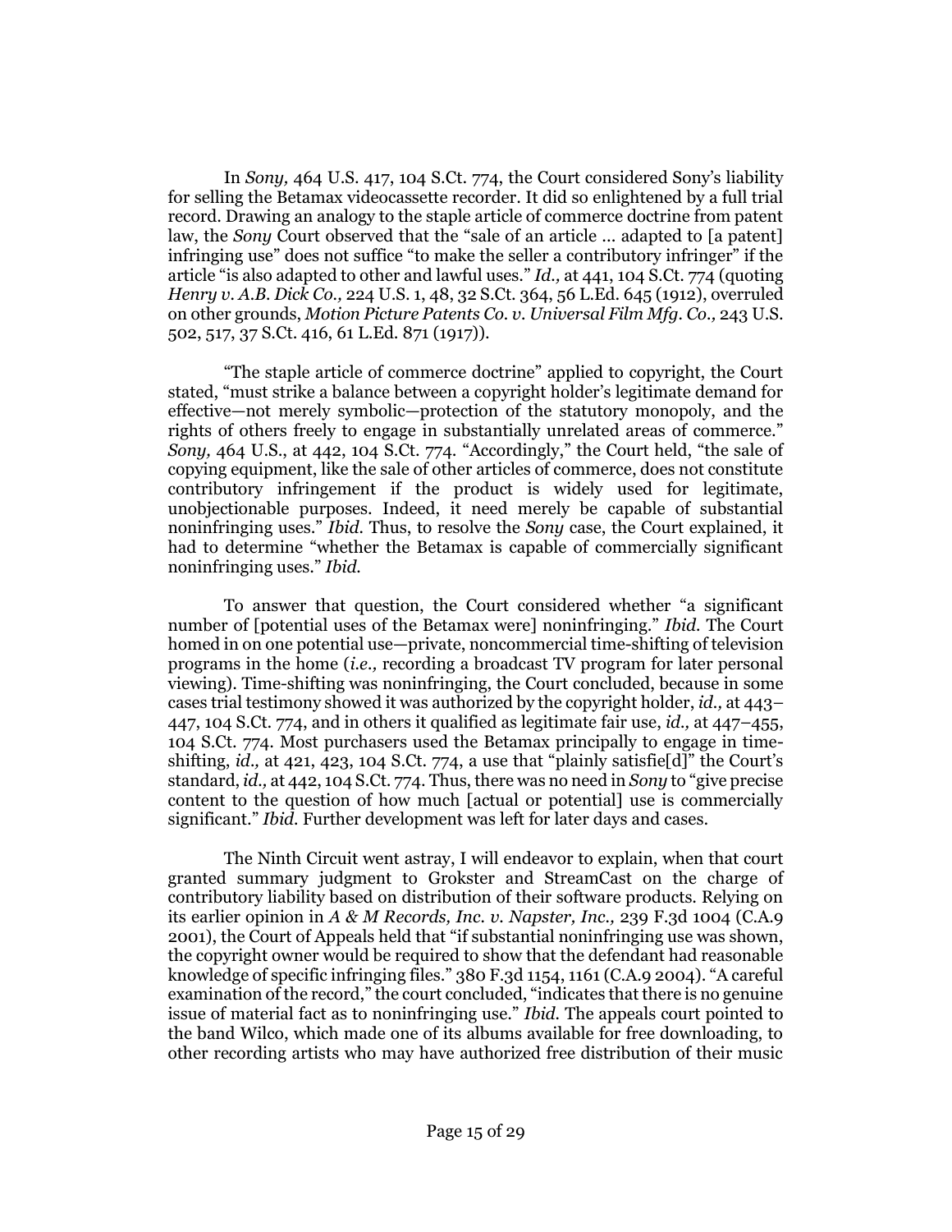In *Sony,* 464 U.S. 417, 104 S.Ct. 774, the Court considered Sony's liability for selling the Betamax videocassette recorder. It did so enlightened by a full trial record. Drawing an analogy to the staple article of commerce doctrine from patent law, the *Sony* Court observed that the "sale of an article ... adapted to [a patent] infringing use" does not suffice "to make the seller a contributory infringer" if the article "is also adapted to other and lawful uses." *Id.,* at 441, 104 S.Ct. 774 (quoting *Henry v. A.B. Dick Co.,* 224 U.S. 1, 48, 32 S.Ct. 364, 56 L.Ed. 645 (1912), overruled on other grounds, *Motion Picture Patents Co. v. Universal Film Mfg. Co.,* 243 U.S. 502, 517, 37 S.Ct. 416, 61 L.Ed. 871 (1917)).

"The staple article of commerce doctrine" applied to copyright, the Court stated, "must strike a balance between a copyright holder's legitimate demand for effective—not merely symbolic—protection of the statutory monopoly, and the rights of others freely to engage in substantially unrelated areas of commerce." *Sony,* 464 U.S., at 442, 104 S.Ct. 774. "Accordingly," the Court held, "the sale of copying equipment, like the sale of other articles of commerce, does not constitute contributory infringement if the product is widely used for legitimate, unobjectionable purposes. Indeed, it need merely be capable of substantial noninfringing uses." *Ibid.* Thus, to resolve the *Sony* case, the Court explained, it had to determine "whether the Betamax is capable of commercially significant noninfringing uses." *Ibid.*

To answer that question, the Court considered whether "a significant number of [potential uses of the Betamax were] noninfringing." *Ibid.* The Court homed in on one potential use—private, noncommercial time-shifting of television programs in the home (*i.e.,* recording a broadcast TV program for later personal viewing). Time-shifting was noninfringing, the Court concluded, because in some cases trial testimony showed it was authorized by the copyright holder, *id.,* at 443–447, 104 S.Ct. 774, and in others it qualified as legitimate fair use, *id.,* at 447–455, 104 S.Ct. 774. Most purchasers used the Betamax principally to engage in time-shifting, *id.,* at 421, 423, 104 S.Ct. 774, a use that "plainly satisfie[d]" the Court's standard, *id.,* at 442, 104 S.Ct. 774. Thus, there was no need in *Sony* to "give precise content to the question of how much [actual or potential] use is commercially significant." *Ibid.* Further development was left for later days and cases.

The Ninth Circuit went astray, I will endeavor to explain, when that court granted summary judgment to Grokster and StreamCast on the charge of contributory liability based on distribution of their software products. Relying on its earlier opinion in *A & M Records, Inc. v. Napster, Inc.,* 239 F.3d 1004 (C.A.9 2001), the Court of Appeals held that "if substantial noninfringing use was shown, the copyright owner would be required to show that the defendant had reasonable knowledge of specific infringing files." 380 F.3d 1154, 1161 (C.A.9 2004). "A careful examination of the record," the court concluded, "indicates that there is no genuine issue of material fact as to noninfringing use." *Ibid.* The appeals court pointed to the band Wilco, which made one of its albums available for free downloading, to other recording artists who may have authorized free distribution of their music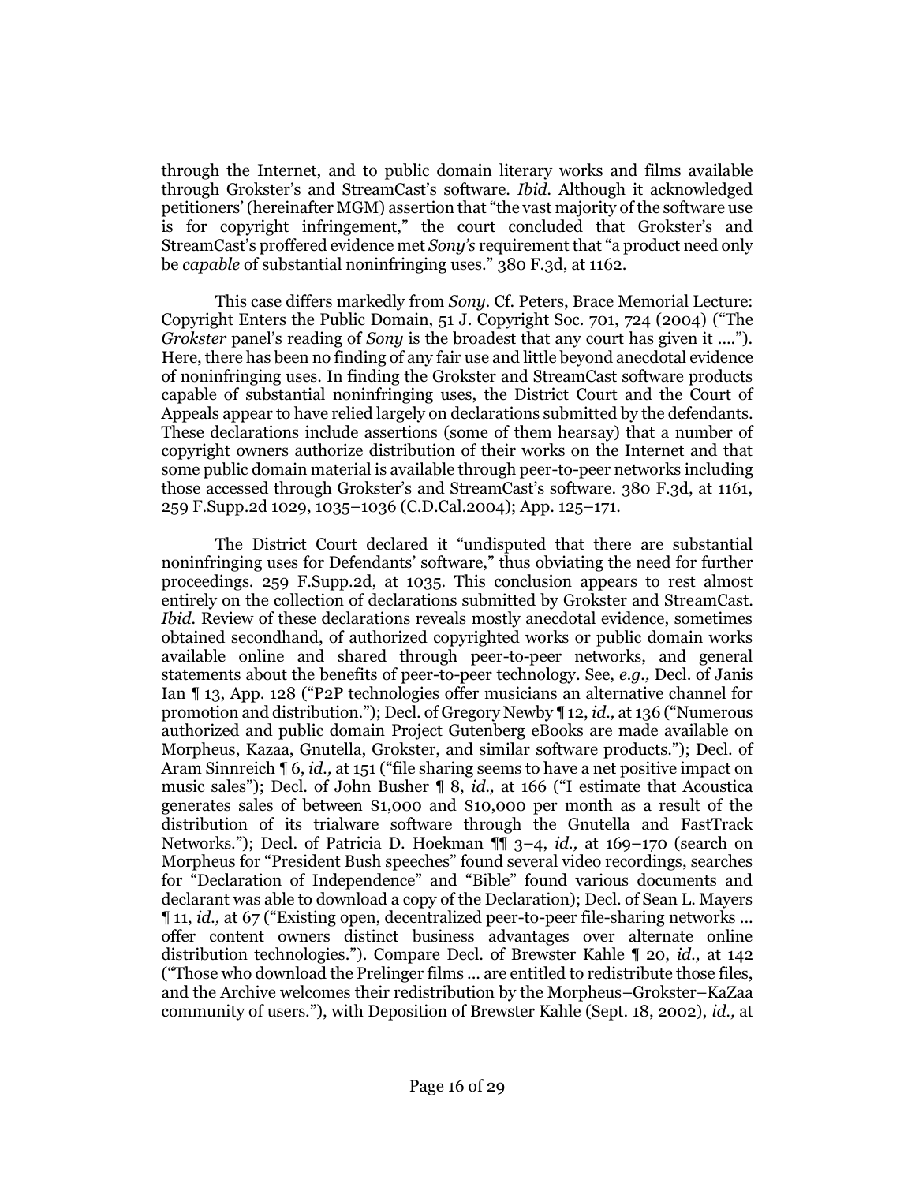through the Internet, and to public domain literary works and films available through Grokster's and StreamCast's software. *Ibid.* Although it acknowledged petitioners' (hereinafter MGM) assertion that "the vast majority of the software use is for copyright infringement," the court concluded that Grokster's and StreamCast's proffered evidence met *Sony's* requirement that "a product need only be *capable* of substantial noninfringing uses." 380 F.3d, at 1162.

This case differs markedly from *Sony*. Cf. Peters, Brace Memorial Lecture: Copyright Enters the Public Domain, 51 J. Copyright Soc. 701, 724 (2004) ("The *Grokster* panel's reading of *Sony* is the broadest that any court has given it ...."). Here, there has been no finding of any fair use and little beyond anecdotal evidence of noninfringing uses. In finding the Grokster and StreamCast software products capable of substantial noninfringing uses, the District Court and the Court of Appeals appear to have relied largely on declarations submitted by the defendants. These declarations include assertions (some of them hearsay) that a number of copyright owners authorize distribution of their works on the Internet and that some public domain material is available through peer-to-peer networks including those accessed through Grokster's and StreamCast's software. 380 F.3d, at 1161, 259 F.Supp.2d 1029, 1035–1036 (C.D.Cal.2004); App. 125–171.

The District Court declared it "undisputed that there are substantial noninfringing uses for Defendants' software," thus obviating the need for further proceedings. 259 F.Supp.2d, at 1035. This conclusion appears to rest almost entirely on the collection of declarations submitted by Grokster and StreamCast. *Ibid.* Review of these declarations reveals mostly anecdotal evidence, sometimes obtained secondhand, of authorized copyrighted works or public domain works available online and shared through peer-to-peer networks, and general statements about the benefits of peer-to-peer technology. See, *e.g.,* Decl. of Janis Ian ¶ 13, App. 128 ("P2P technologies offer musicians an alternative channel for promotion and distribution."); Decl. of Gregory Newby ¶ 12, *id.,* at 136 ("Numerous authorized and public domain Project Gutenberg eBooks are made available on Morpheus, Kazaa, Gnutella, Grokster, and similar software products."); Decl. of Aram Sinnreich ¶ 6, *id.,* at 151 ("file sharing seems to have a net positive impact on music sales"); Decl. of John Busher ¶ 8, *id.,* at 166 ("I estimate that Acoustica generates sales of between $1,000 and $10,000 per month as a result of the distribution of its trialware software through the Gnutella and FastTrack Networks."); Decl. of Patricia D. Hoekman ¶¶ 3–4, *id.,* at 169–170 (search on Morpheus for "President Bush speeches" found several video recordings, searches for "Declaration of Independence" and "Bible" found various documents and declarant was able to download a copy of the Declaration); Decl. of Sean L. Mayers ¶ 11, *id.,* at 67 ("Existing open, decentralized peer-to-peer file-sharing networks ... offer content owners distinct business advantages over alternate online distribution technologies."). Compare Decl. of Brewster Kahle ¶ 20, *id.,* at 142 ("Those who download the Prelinger films ... are entitled to redistribute those files, and the Archive welcomes their redistribution by the Morpheus–Grokster–KaZaa community of users."), with Deposition of Brewster Kahle (Sept. 18, 2002), *id.,* at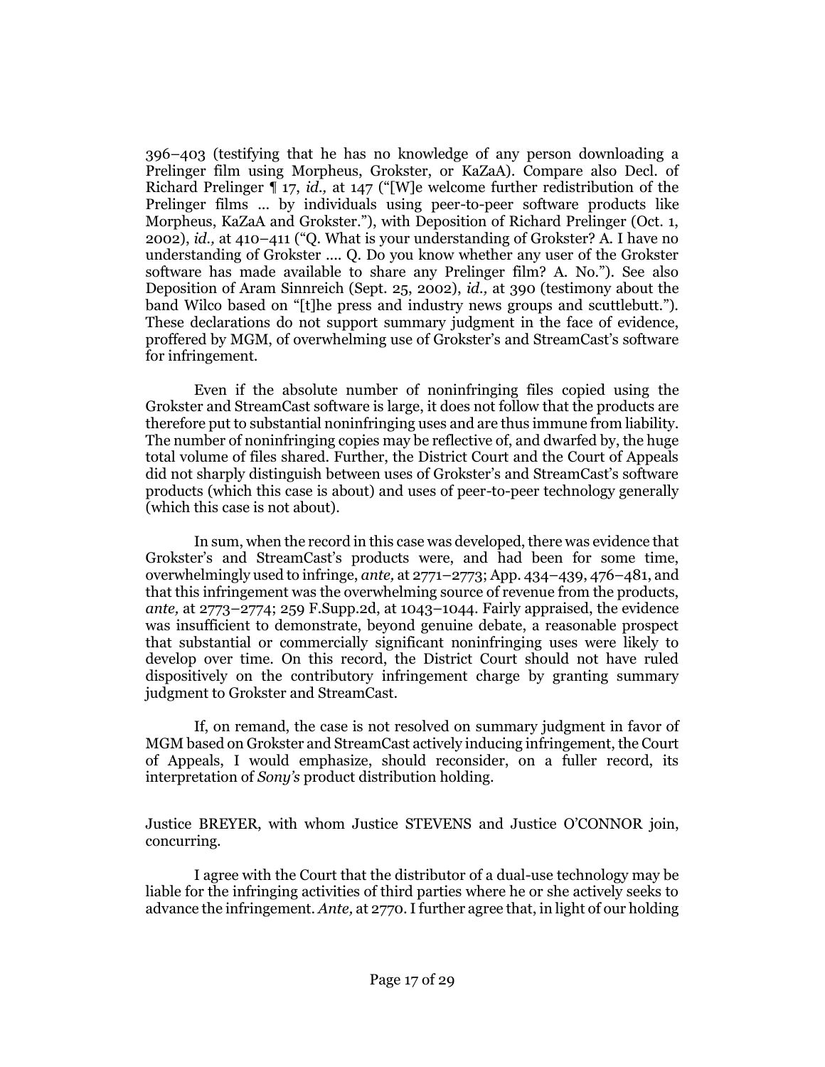396–403 (testifying that he has no knowledge of any person downloading a Prelinger film using Morpheus, Grokster, or KaZaA). Compare also Decl. of Richard Prelinger ¶ 17, *id.,* at 147 ("[W]e welcome further redistribution of the Prelinger films ... by individuals using peer-to-peer software products like Morpheus, KaZaA and Grokster."), with Deposition of Richard Prelinger (Oct. 1, 2002), *id.,* at 410–411 ("Q. What is your understanding of Grokster? A. I have no understanding of Grokster .... Q. Do you know whether any user of the Grokster software has made available to share any Prelinger film? A. No."). See also Deposition of Aram Sinnreich (Sept. 25, 2002), *id.,* at 390 (testimony about the band Wilco based on "[t]he press and industry news groups and scuttlebutt."). These declarations do not support summary judgment in the face of evidence, proffered by MGM, of overwhelming use of Grokster's and StreamCast's software for infringement.

Even if the absolute number of noninfringing files copied using the Grokster and StreamCast software is large, it does not follow that the products are therefore put to substantial noninfringing uses and are thus immune from liability. The number of noninfringing copies may be reflective of, and dwarfed by, the huge total volume of files shared. Further, the District Court and the Court of Appeals did not sharply distinguish between uses of Grokster's and StreamCast's software products (which this case is about) and uses of peer-to-peer technology generally (which this case is not about).

In sum, when the record in this case was developed, there was evidence that Grokster's and StreamCast's products were, and had been for some time, overwhelmingly used to infringe, *ante,* at 2771–2773; App. 434–439, 476–481, and that this infringement was the overwhelming source of revenue from the products, *ante,* at 2773–2774; 259 F.Supp.2d, at 1043–1044. Fairly appraised, the evidence was insufficient to demonstrate, beyond genuine debate, a reasonable prospect that substantial or commercially significant noninfringing uses were likely to develop over time. On this record, the District Court should not have ruled dispositively on the contributory infringement charge by granting summary judgment to Grokster and StreamCast.

If, on remand, the case is not resolved on summary judgment in favor of MGM based on Grokster and StreamCast actively inducing infringement, the Court of Appeals, I would emphasize, should reconsider, on a fuller record, its interpretation of *Sony's* product distribution holding.

Justice BREYER, with whom Justice STEVENS and Justice O'CONNOR join, concurring.

I agree with the Court that the distributor of a dual-use technology may be liable for the infringing activities of third parties where he or she actively seeks to advance the infringement. *Ante,* at 2770. I further agree that, in light of our holding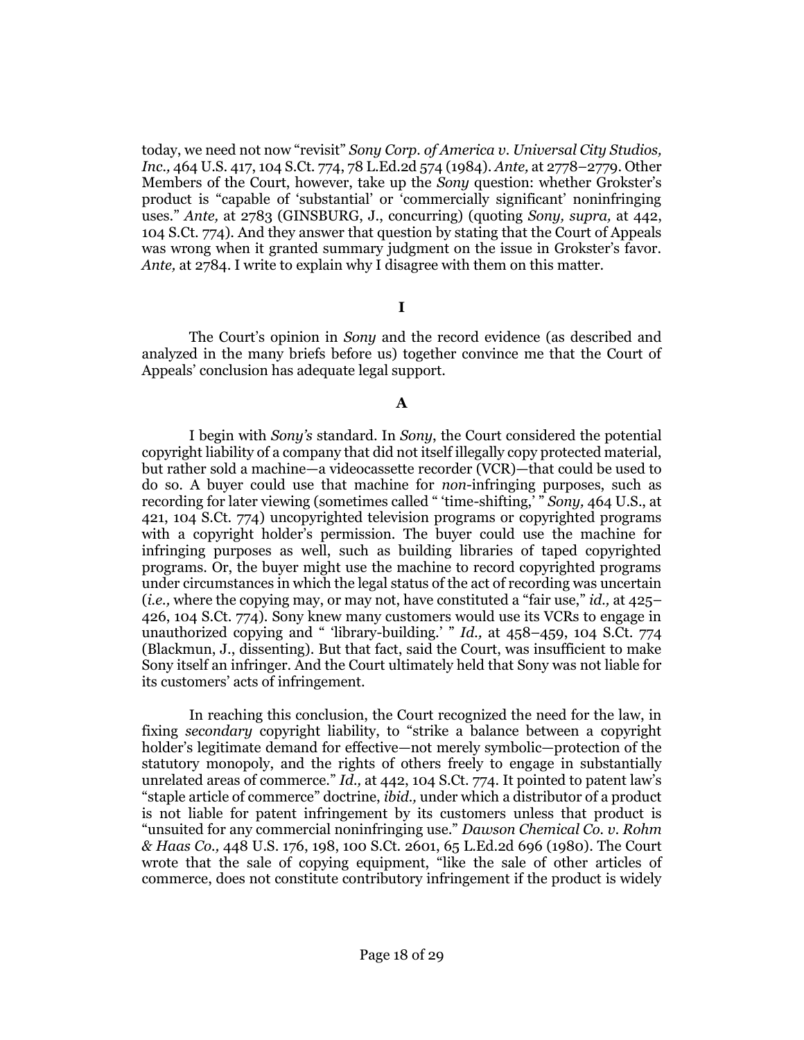today, we need not now "revisit" *Sony Corp. of America v. Universal City Studios, Inc.,* 464 U.S. 417, 104 S.Ct. 774, 78 L.Ed.2d 574 (1984). *Ante,* at 2778–2779. Other Members of the Court, however, take up the *Sony* question: whether Grokster's product is "capable of 'substantial' or 'commercially significant' noninfringing uses." *Ante,* at 2783 (GINSBURG, J., concurring) (quoting *Sony, supra,* at 442, 104 S.Ct. 774). And they answer that question by stating that the Court of Appeals was wrong when it granted summary judgment on the issue in Grokster's favor. *Ante,* at 2784. I write to explain why I disagree with them on this matter.

## I

The Court's opinion in *Sony* and the record evidence (as described and analyzed in the many briefs before us) together convince me that the Court of Appeals' conclusion has adequate legal support.

### A

I begin with *Sony's* standard. In *Sony*, the Court considered the potential copyright liability of a company that did not itself illegally copy protected material, but rather sold a machine—a videocassette recorder (VCR)—that could be used to do so. A buyer could use that machine for *non*-infringing purposes, such as recording for later viewing (sometimes called " 'time-shifting,' " *Sony,* 464 U.S., at 421, 104 S.Ct. 774) uncopyrighted television programs or copyrighted programs with a copyright holder's permission. The buyer could use the machine for infringing purposes as well, such as building libraries of taped copyrighted programs. Or, the buyer might use the machine to record copyrighted programs under circumstances in which the legal status of the act of recording was uncertain (*i.e.,* where the copying may, or may not, have constituted a "fair use," *id.,* at 425–426, 104 S.Ct. 774). Sony knew many customers would use its VCRs to engage in unauthorized copying and " 'library-building.' " *Id.,* at 458–459, 104 S.Ct. 774 (Blackmun, J., dissenting). But that fact, said the Court, was insufficient to make Sony itself an infringer. And the Court ultimately held that Sony was not liable for its customers' acts of infringement.

In reaching this conclusion, the Court recognized the need for the law, in fixing *secondary* copyright liability, to "strike a balance between a copyright holder's legitimate demand for effective—not merely symbolic—protection of the statutory monopoly, and the rights of others freely to engage in substantially unrelated areas of commerce." *Id.,* at 442, 104 S.Ct. 774. It pointed to patent law's "staple article of commerce" doctrine, *ibid.,* under which a distributor of a product is not liable for patent infringement by its customers unless that product is "unsuited for any commercial noninfringing use." *Dawson Chemical Co. v. Rohm & Haas Co.,* 448 U.S. 176, 198, 100 S.Ct. 2601, 65 L.Ed.2d 696 (1980). The Court wrote that the sale of copying equipment, "like the sale of other articles of commerce, does not constitute contributory infringement if the product is widely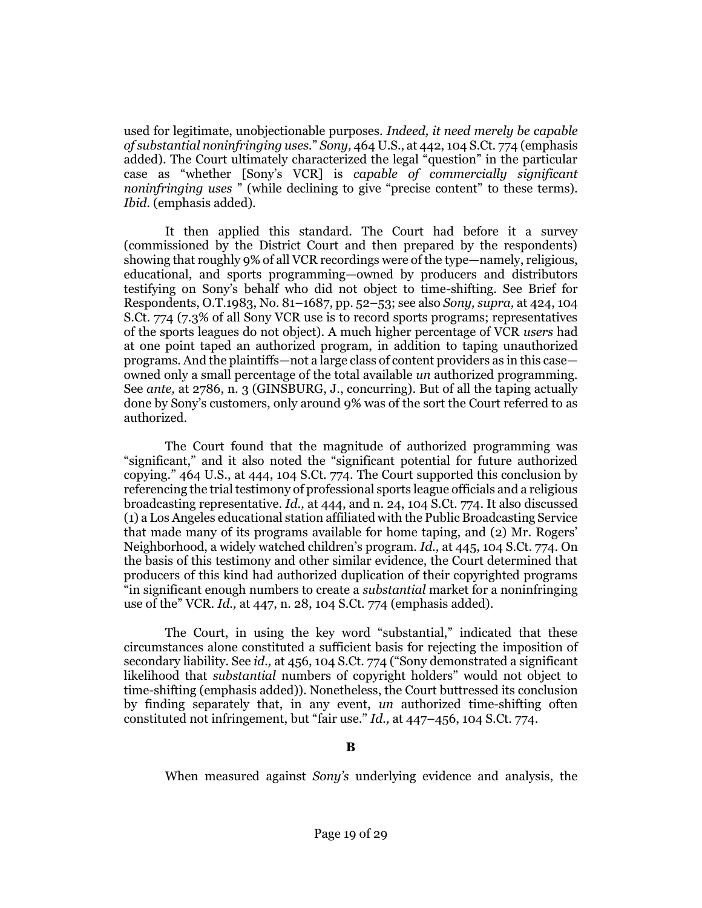used for legitimate, unobjectionable purposes. *Indeed, it need merely be capable of substantial noninfringing uses*." *Sony,* 464 U.S., at 442, 104 S.Ct. 774 (emphasis added). The Court ultimately characterized the legal "question" in the particular case as "whether [Sony's VCR] is *capable of commercially significant noninfringing uses* " (while declining to give "precise content" to these terms). *Ibid.* (emphasis added).

It then applied this standard. The Court had before it a survey (commissioned by the District Court and then prepared by the respondents) showing that roughly 9% of all VCR recordings were of the type—namely, religious, educational, and sports programming—owned by producers and distributors testifying on Sony's behalf who did not object to time-shifting. See Brief for Respondents, O.T.1983, No. 81–1687, pp. 52–53; see also *Sony, supra,* at 424, 104 S.Ct. 774 (7.3% of all Sony VCR use is to record sports programs; representatives of the sports leagues do not object). A much higher percentage of VCR *users* had at one point taped an authorized program, in addition to taping unauthorized programs. And the plaintiffs—not a large class of content providers as in this case—owned only a small percentage of the total available *un* authorized programming. See *ante,* at 2786, n. 3 (GINSBURG, J., concurring). But of all the taping actually done by Sony's customers, only around 9% was of the sort the Court referred to as authorized.

The Court found that the magnitude of authorized programming was "significant," and it also noted the "significant potential for future authorized copying." 464 U.S., at 444, 104 S.Ct. 774. The Court supported this conclusion by referencing the trial testimony of professional sports league officials and a religious broadcasting representative. *Id.,* at 444, and n. 24, 104 S.Ct. 774. It also discussed (1) a Los Angeles educational station affiliated with the Public Broadcasting Service that made many of its programs available for home taping, and (2) Mr. Rogers' Neighborhood, a widely watched children's program. *Id.,* at 445, 104 S.Ct. 774. On the basis of this testimony and other similar evidence, the Court determined that producers of this kind had authorized duplication of their copyrighted programs "in significant enough numbers to create a *substantial* market for a noninfringing use of the" VCR. *Id.,* at 447, n. 28, 104 S.Ct. 774 (emphasis added).

The Court, in using the key word "substantial," indicated that these circumstances alone constituted a sufficient basis for rejecting the imposition of secondary liability. See *id.,* at 456, 104 S.Ct. 774 ("Sony demonstrated a significant likelihood that *substantial* numbers of copyright holders" would not object to time-shifting (emphasis added)). Nonetheless, the Court buttressed its conclusion by finding separately that, in any event, *un* authorized time-shifting often constituted not infringement, but "fair use." *Id.,* at 447–456, 104 S.Ct. 774.

**B**

When measured against *Sony's* underlying evidence and analysis, the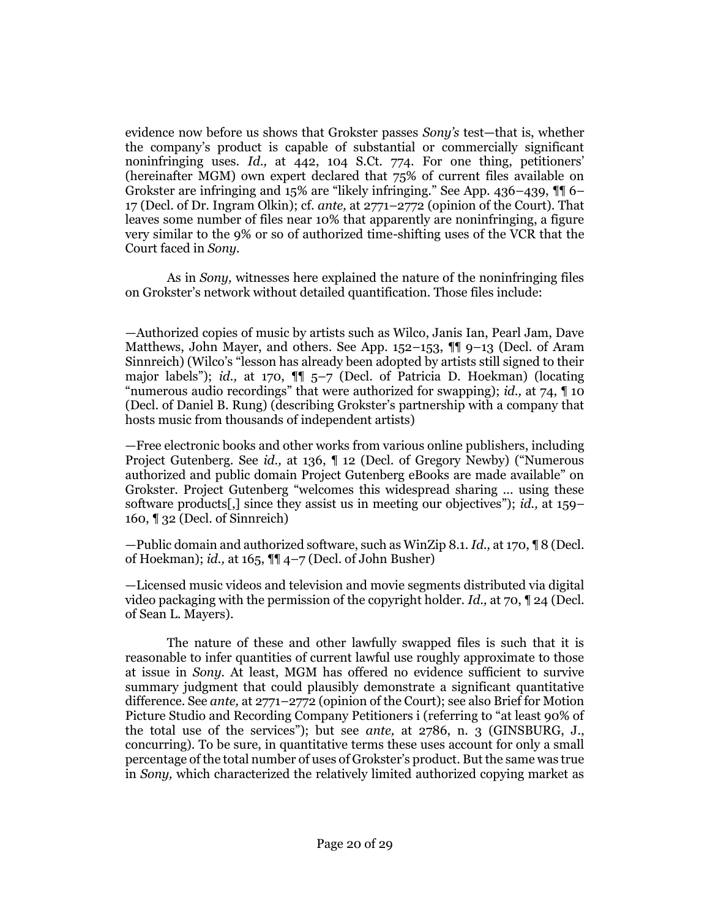evidence now before us shows that Grokster passes *Sony's* test—that is, whether the company's product is capable of substantial or commercially significant noninfringing uses. *Id.,* at 442, 104 S.Ct. 774. For one thing, petitioners' (hereinafter MGM) own expert declared that 75% of current files available on Grokster are infringing and 15% are "likely infringing." See App. 436–439, ¶¶ 6–17 (Decl. of Dr. Ingram Olkin); cf. *ante,* at 2771–2772 (opinion of the Court). That leaves some number of files near 10% that apparently are noninfringing, a figure very similar to the 9% or so of authorized time-shifting uses of the VCR that the Court faced in *Sony.*

As in *Sony,* witnesses here explained the nature of the noninfringing files on Grokster's network without detailed quantification. Those files include:

—Authorized copies of music by artists such as Wilco, Janis Ian, Pearl Jam, Dave Matthews, John Mayer, and others. See App. 152–153, ¶¶ 9–13 (Decl. of Aram Sinnreich) (Wilco's "lesson has already been adopted by artists still signed to their major labels"); *id.,* at 170, ¶¶ 5–7 (Decl. of Patricia D. Hoekman) (locating "numerous audio recordings" that were authorized for swapping); *id.,* at 74, ¶ 10 (Decl. of Daniel B. Rung) (describing Grokster's partnership with a company that hosts music from thousands of independent artists)

—Free electronic books and other works from various online publishers, including Project Gutenberg. See *id.,* at 136, ¶ 12 (Decl. of Gregory Newby) ("Numerous authorized and public domain Project Gutenberg eBooks are made available" on Grokster. Project Gutenberg "welcomes this widespread sharing ... using these software products[,] since they assist us in meeting our objectives"); *id.,* at 159–160, ¶ 32 (Decl. of Sinnreich)

—Public domain and authorized software, such as WinZip 8.1. *Id.,* at 170, ¶ 8 (Decl. of Hoekman); *id.,* at 165, ¶¶ 4–7 (Decl. of John Busher)

—Licensed music videos and television and movie segments distributed via digital video packaging with the permission of the copyright holder. *Id.,* at 70, ¶ 24 (Decl. of Sean L. Mayers).

The nature of these and other lawfully swapped files is such that it is reasonable to infer quantities of current lawful use roughly approximate to those at issue in *Sony.* At least, MGM has offered no evidence sufficient to survive summary judgment that could plausibly demonstrate a significant quantitative difference. See *ante,* at 2771–2772 (opinion of the Court); see also Brief for Motion Picture Studio and Recording Company Petitioners i (referring to "at least 90% of the total use of the services"); but see *ante,* at 2786, n. 3 (GINSBURG, J., concurring). To be sure, in quantitative terms these uses account for only a small percentage of the total number of uses of Grokster's product. But the same was true in *Sony,* which characterized the relatively limited authorized copying market as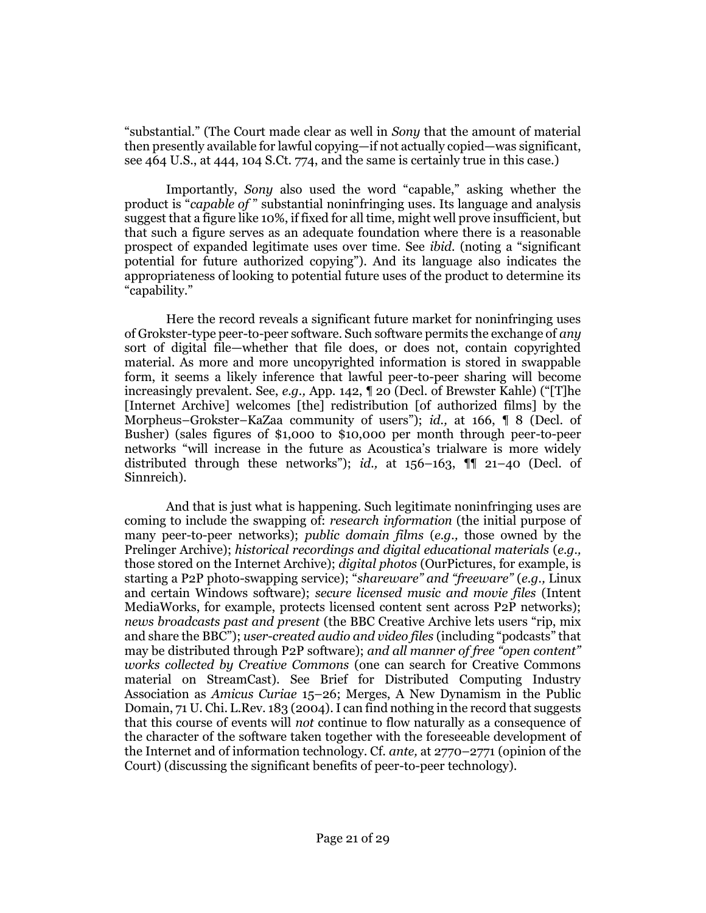"substantial." (The Court made clear as well in *Sony* that the amount of material then presently available for lawful copying—if not actually copied—was significant, see 464 U.S., at 444, 104 S.Ct. 774, and the same is certainly true in this case.)

Importantly, *Sony* also used the word "capable," asking whether the product is "*capable of* " substantial noninfringing uses. Its language and analysis suggest that a figure like 10%, if fixed for all time, might well prove insufficient, but that such a figure serves as an adequate foundation where there is a reasonable prospect of expanded legitimate uses over time. See *ibid.* (noting a "significant potential for future authorized copying"). And its language also indicates the appropriateness of looking to potential future uses of the product to determine its "capability."

Here the record reveals a significant future market for noninfringing uses of Grokster-type peer-to-peer software. Such software permits the exchange of *any* sort of digital file—whether that file does, or does not, contain copyrighted material. As more and more uncopyrighted information is stored in swappable form, it seems a likely inference that lawful peer-to-peer sharing will become increasingly prevalent. See, *e.g.,* App. 142, ¶ 20 (Decl. of Brewster Kahle) ("[T]he [Internet Archive] welcomes [the] redistribution [of authorized films] by the Morpheus–Grokster–KaZaa community of users"); *id.,* at 166, ¶ 8 (Decl. of Busher) (sales figures of $1,000 to $10,000 per month through peer-to-peer networks "will increase in the future as Acoustica's trialware is more widely distributed through these networks"); *id.,* at 156–163, ¶¶ 21–40 (Decl. of Sinnreich).

And that is just what is happening. Such legitimate noninfringing uses are coming to include the swapping of: *research information* (the initial purpose of many peer-to-peer networks); *public domain films* (*e.g.,* those owned by the Prelinger Archive); *historical recordings and digital educational materials* (*e.g.,* those stored on the Internet Archive); *digital photos* (OurPictures, for example, is starting a P2P photo-swapping service); "*shareware" and "freeware"* (*e.g.,* Linux and certain Windows software); *secure licensed music and movie files* (Intent MediaWorks, for example, protects licensed content sent across P2P networks); *news broadcasts past and present* (the BBC Creative Archive lets users "rip, mix and share the BBC"); *user-created audio and video files* (including "podcasts" that may be distributed through P2P software); *and all manner of free "open content" works collected by Creative Commons* (one can search for Creative Commons material on StreamCast). See Brief for Distributed Computing Industry Association as *Amicus Curiae* 15–26; Merges, A New Dynamism in the Public Domain, 71 U. Chi. L.Rev. 183 (2004). I can find nothing in the record that suggests that this course of events will *not* continue to flow naturally as a consequence of the character of the software taken together with the foreseeable development of the Internet and of information technology. Cf. *ante,* at 2770–2771 (opinion of the Court) (discussing the significant benefits of peer-to-peer technology).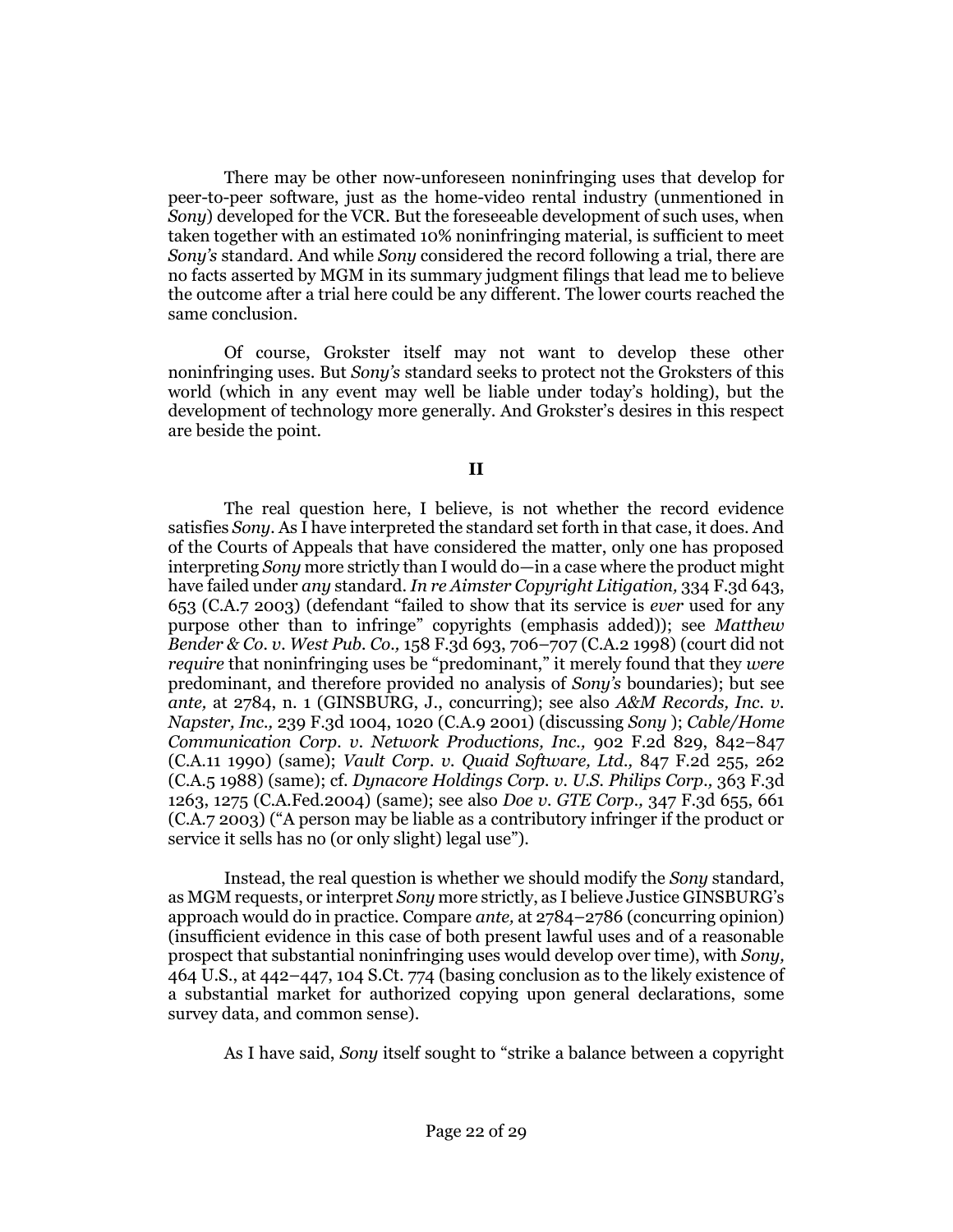There may be other now-unforeseen noninfringing uses that develop for peer-to-peer software, just as the home-video rental industry (unmentioned in *Sony*) developed for the VCR. But the foreseeable development of such uses, when taken together with an estimated 10% noninfringing material, is sufficient to meet *Sony's* standard. And while *Sony* considered the record following a trial, there are no facts asserted by MGM in its summary judgment filings that lead me to believe the outcome after a trial here could be any different. The lower courts reached the same conclusion.

Of course, Grokster itself may not want to develop these other noninfringing uses. But *Sony's* standard seeks to protect not the Groksters of this world (which in any event may well be liable under today's holding), but the development of technology more generally. And Grokster's desires in this respect are beside the point.

## II

The real question here, I believe, is not whether the record evidence satisfies *Sony*. As I have interpreted the standard set forth in that case, it does. And of the Courts of Appeals that have considered the matter, only one has proposed interpreting *Sony* more strictly than I would do—in a case where the product might have failed under *any* standard. *In re Aimster Copyright Litigation,* 334 F.3d 643, 653 (C.A.7 2003) (defendant "failed to show that its service is *ever* used for any purpose other than to infringe" copyrights (emphasis added)); see *Matthew Bender & Co. v. West Pub. Co.,* 158 F.3d 693, 706–707 (C.A.2 1998) (court did not *require* that noninfringing uses be "predominant," it merely found that they *were* predominant, and therefore provided no analysis of *Sony's* boundaries); but see *ante,* at 2784, n. 1 (GINSBURG, J., concurring); see also *A&M Records, Inc. v. Napster, Inc.,* 239 F.3d 1004, 1020 (C.A.9 2001) (discussing *Sony* ); *Cable/Home Communication Corp. v. Network Productions, Inc.,* 902 F.2d 829, 842–847 (C.A.11 1990) (same); *Vault Corp. v. Quaid Software, Ltd.,* 847 F.2d 255, 262 (C.A.5 1988) (same); cf. *Dynacore Holdings Corp. v. U.S. Philips Corp.,* 363 F.3d 1263, 1275 (C.A.Fed.2004) (same); see also *Doe v. GTE Corp.,* 347 F.3d 655, 661 (C.A.7 2003) ("A person may be liable as a contributory infringer if the product or service it sells has no (or only slight) legal use").

Instead, the real question is whether we should modify the *Sony* standard, as MGM requests, or interpret *Sony* more strictly, as I believe Justice GINSBURG's approach would do in practice. Compare *ante,* at 2784–2786 (concurring opinion) (insufficient evidence in this case of both present lawful uses and of a reasonable prospect that substantial noninfringing uses would develop over time), with *Sony,* 464 U.S., at 442–447, 104 S.Ct. 774 (basing conclusion as to the likely existence of a substantial market for authorized copying upon general declarations, some survey data, and common sense).

As I have said, *Sony* itself sought to "strike a balance between a copyright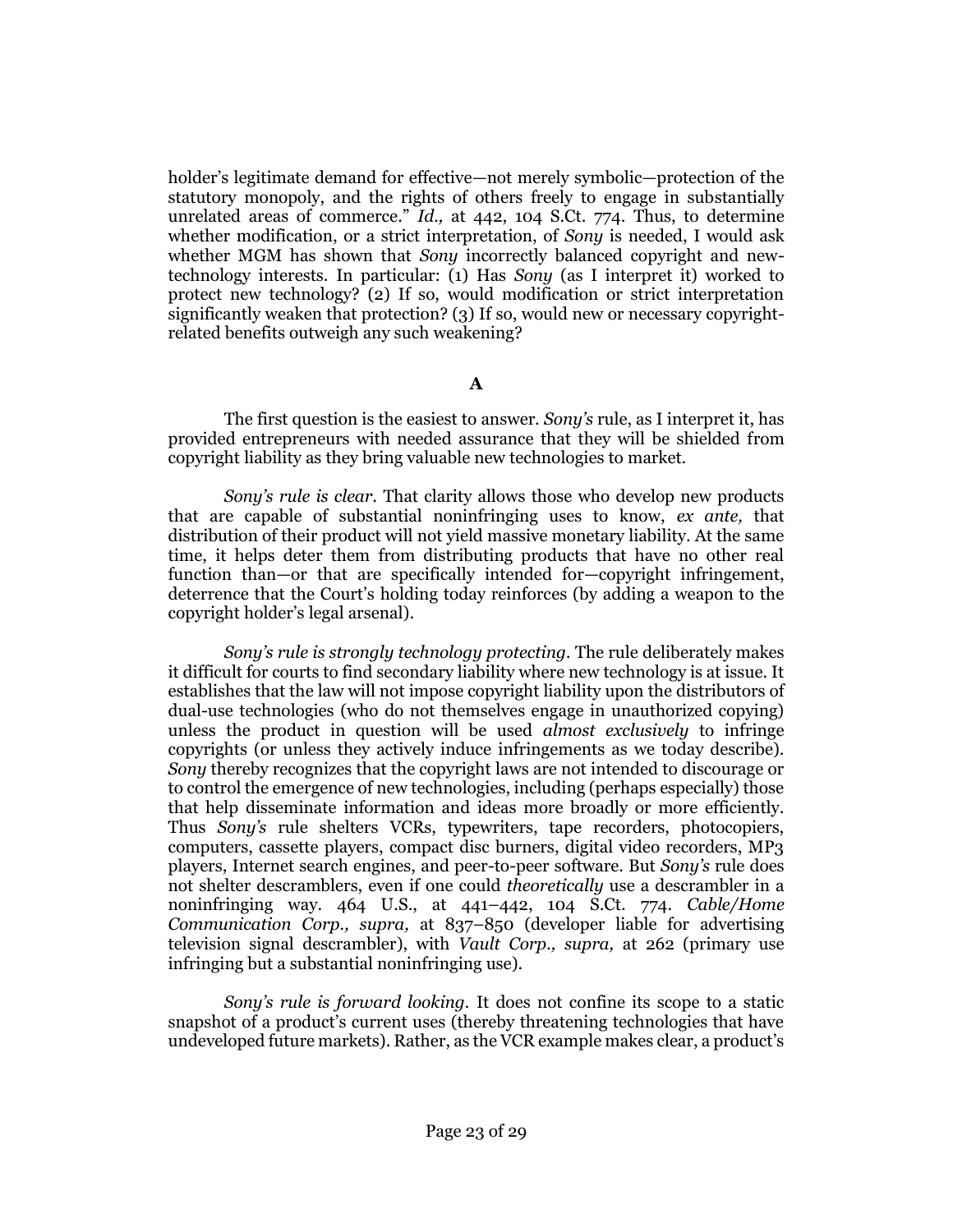holder's legitimate demand for effective—not merely symbolic—protection of the statutory monopoly, and the rights of others freely to engage in substantially unrelated areas of commerce." *Id.,* at 442, 104 S.Ct. 774. Thus, to determine whether modification, or a strict interpretation, of *Sony* is needed, I would ask whether MGM has shown that *Sony* incorrectly balanced copyright and new-technology interests. In particular: (1) Has *Sony* (as I interpret it) worked to protect new technology? (2) If so, would modification or strict interpretation significantly weaken that protection? (3) If so, would new or necessary copyright-related benefits outweigh any such weakening?

**A**

The first question is the easiest to answer. *Sony's* rule, as I interpret it, has provided entrepreneurs with needed assurance that they will be shielded from copyright liability as they bring valuable new technologies to market.

*Sony's rule is clear.* That clarity allows those who develop new products that are capable of substantial noninfringing uses to know, *ex ante,* that distribution of their product will not yield massive monetary liability. At the same time, it helps deter them from distributing products that have no other real function than—or that are specifically intended for—copyright infringement, deterrence that the Court's holding today reinforces (by adding a weapon to the copyright holder's legal arsenal).

*Sony's rule is strongly technology protecting.* The rule deliberately makes it difficult for courts to find secondary liability where new technology is at issue. It establishes that the law will not impose copyright liability upon the distributors of dual-use technologies (who do not themselves engage in unauthorized copying) unless the product in question will be used *almost exclusively* to infringe copyrights (or unless they actively induce infringements as we today describe). *Sony* thereby recognizes that the copyright laws are not intended to discourage or to control the emergence of new technologies, including (perhaps especially) those that help disseminate information and ideas more broadly or more efficiently. Thus *Sony's* rule shelters VCRs, typewriters, tape recorders, photocopiers, computers, cassette players, compact disc burners, digital video recorders, MP3 players, Internet search engines, and peer-to-peer software. But *Sony's* rule does not shelter descramblers, even if one could *theoretically* use a descrambler in a noninfringing way. 464 U.S., at 441–442, 104 S.Ct. 774. *Cable/Home Communication Corp., supra,* at 837–850 (developer liable for advertising television signal descrambler), with *Vault Corp., supra,* at 262 (primary use infringing but a substantial noninfringing use).

*Sony's rule is forward looking.* It does not confine its scope to a static snapshot of a product's current uses (thereby threatening technologies that have undeveloped future markets). Rather, as the VCR example makes clear, a product's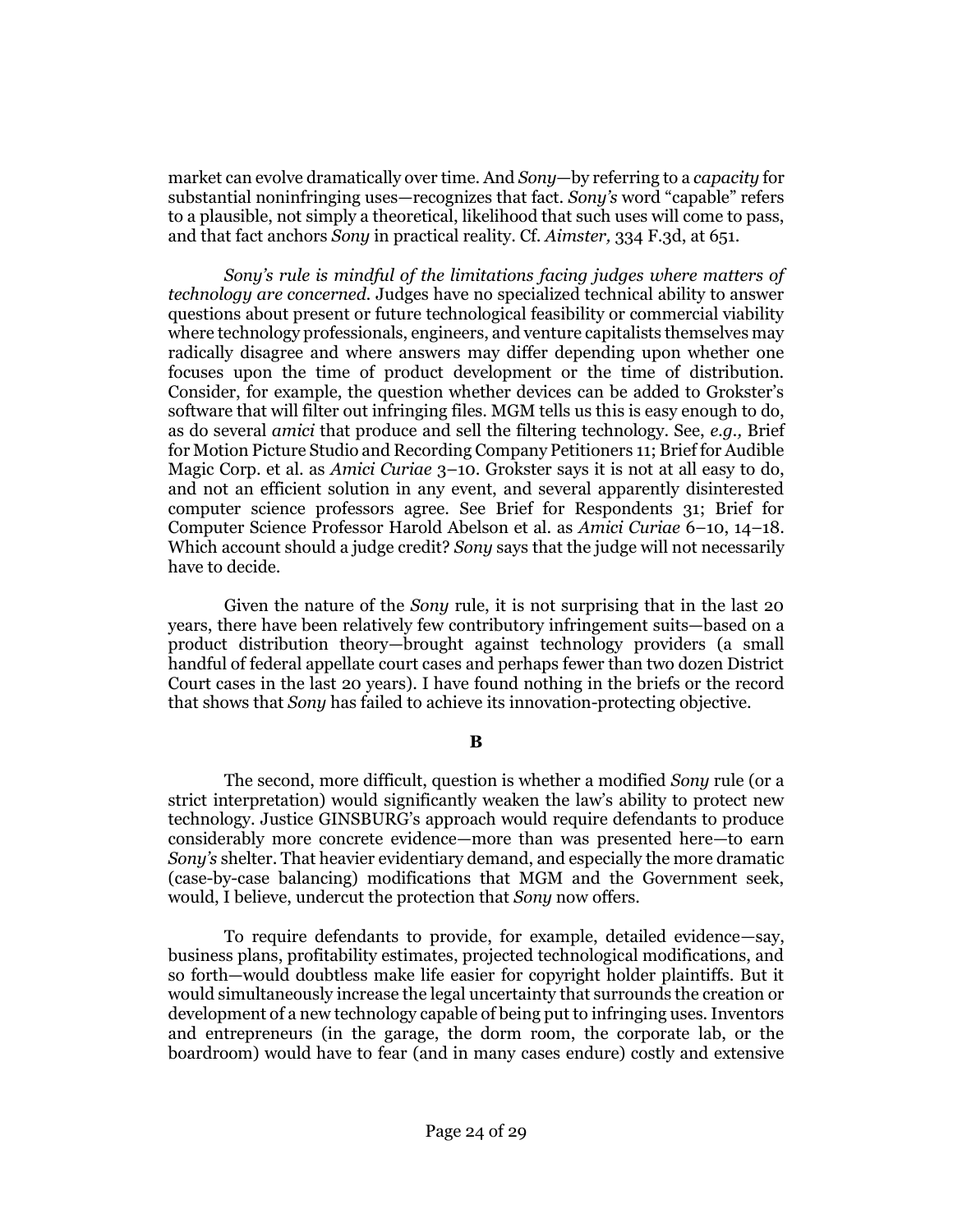market can evolve dramatically over time. And *Sony*—by referring to a *capacity* for substantial noninfringing uses—recognizes that fact. *Sony's* word "capable" refers to a plausible, not simply a theoretical, likelihood that such uses will come to pass, and that fact anchors *Sony* in practical reality. Cf. *Aimster,* 334 F.3d, at 651.

*Sony's rule is mindful of the limitations facing judges where matters of technology are concerned.* Judges have no specialized technical ability to answer questions about present or future technological feasibility or commercial viability where technology professionals, engineers, and venture capitalists themselves may radically disagree and where answers may differ depending upon whether one focuses upon the time of product development or the time of distribution. Consider, for example, the question whether devices can be added to Grokster's software that will filter out infringing files. MGM tells us this is easy enough to do, as do several *amici* that produce and sell the filtering technology. See, *e.g.,* Brief for Motion Picture Studio and Recording Company Petitioners 11; Brief for Audible Magic Corp. et al. as *Amici Curiae* 3–10. Grokster says it is not at all easy to do, and not an efficient solution in any event, and several apparently disinterested computer science professors agree. See Brief for Respondents 31; Brief for Computer Science Professor Harold Abelson et al. as *Amici Curiae* 6–10, 14–18. Which account should a judge credit? *Sony* says that the judge will not necessarily have to decide.

Given the nature of the *Sony* rule, it is not surprising that in the last 20 years, there have been relatively few contributory infringement suits—based on a product distribution theory—brought against technology providers (a small handful of federal appellate court cases and perhaps fewer than two dozen District Court cases in the last 20 years). I have found nothing in the briefs or the record that shows that *Sony* has failed to achieve its innovation-protecting objective.

**B**

The second, more difficult, question is whether a modified *Sony* rule (or a strict interpretation) would significantly weaken the law's ability to protect new technology. Justice GINSBURG's approach would require defendants to produce considerably more concrete evidence—more than was presented here—to earn *Sony's* shelter. That heavier evidentiary demand, and especially the more dramatic (case-by-case balancing) modifications that MGM and the Government seek, would, I believe, undercut the protection that *Sony* now offers.

To require defendants to provide, for example, detailed evidence—say, business plans, profitability estimates, projected technological modifications, and so forth—would doubtless make life easier for copyright holder plaintiffs. But it would simultaneously increase the legal uncertainty that surrounds the creation or development of a new technology capable of being put to infringing uses. Inventors and entrepreneurs (in the garage, the dorm room, the corporate lab, or the boardroom) would have to fear (and in many cases endure) costly and extensive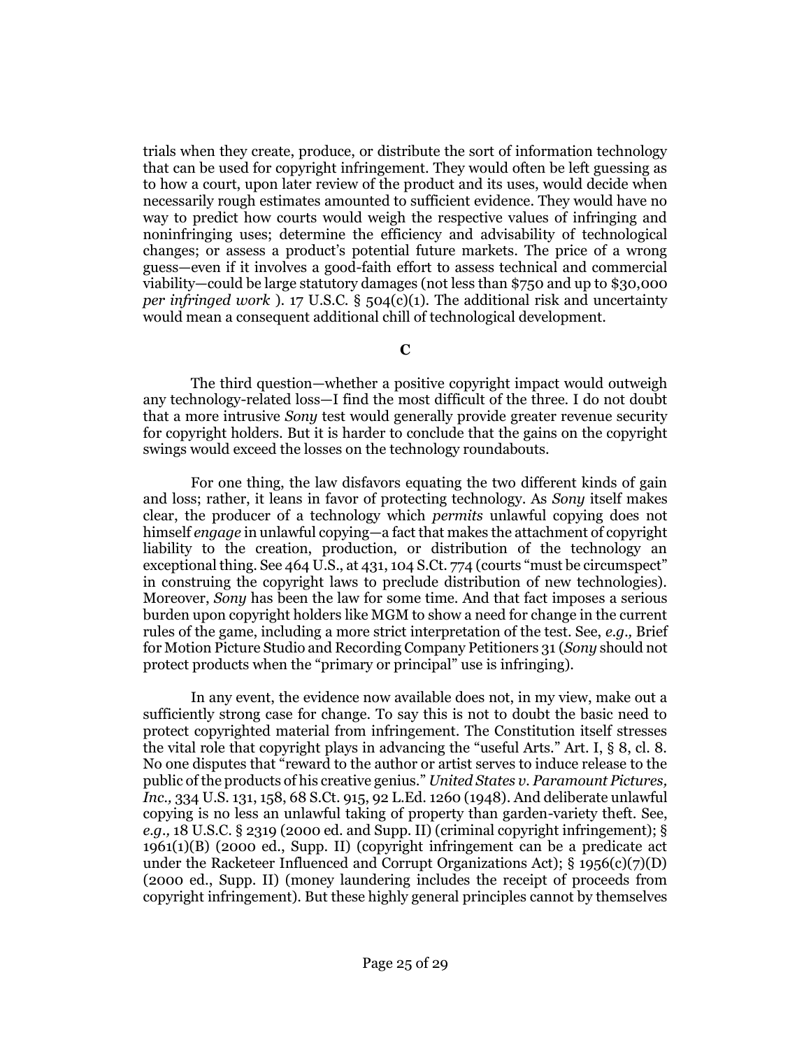trials when they create, produce, or distribute the sort of information technology that can be used for copyright infringement. They would often be left guessing as to how a court, upon later review of the product and its uses, would decide when necessarily rough estimates amounted to sufficient evidence. They would have no way to predict how courts would weigh the respective values of infringing and noninfringing uses; determine the efficiency and advisability of technological changes; or assess a product's potential future markets. The price of a wrong guess—even if it involves a good-faith effort to assess technical and commercial viability—could be large statutory damages (not less than $750 and up to $30,000 *per infringed work* ). 17 U.S.C. § 504(c)(1). The additional risk and uncertainty would mean a consequent additional chill of technological development.

### C

The third question—whether a positive copyright impact would outweigh any technology-related loss—I find the most difficult of the three. I do not doubt that a more intrusive *Sony* test would generally provide greater revenue security for copyright holders. But it is harder to conclude that the gains on the copyright swings would exceed the losses on the technology roundabouts.

For one thing, the law disfavors equating the two different kinds of gain and loss; rather, it leans in favor of protecting technology. As *Sony* itself makes clear, the producer of a technology which *permits* unlawful copying does not himself *engage* in unlawful copying—a fact that makes the attachment of copyright liability to the creation, production, or distribution of the technology an exceptional thing. See 464 U.S., at 431, 104 S.Ct. 774 (courts "must be circumspect" in construing the copyright laws to preclude distribution of new technologies). Moreover, *Sony* has been the law for some time. And that fact imposes a serious burden upon copyright holders like MGM to show a need for change in the current rules of the game, including a more strict interpretation of the test. See, *e.g.,* Brief for Motion Picture Studio and Recording Company Petitioners 31 (*Sony* should not protect products when the "primary or principal" use is infringing).

In any event, the evidence now available does not, in my view, make out a sufficiently strong case for change. To say this is not to doubt the basic need to protect copyrighted material from infringement. The Constitution itself stresses the vital role that copyright plays in advancing the "useful Arts." Art. I, § 8, cl. 8. No one disputes that "reward to the author or artist serves to induce release to the public of the products of his creative genius." *United States v. Paramount Pictures, Inc.,* 334 U.S. 131, 158, 68 S.Ct. 915, 92 L.Ed. 1260 (1948). And deliberate unlawful copying is no less an unlawful taking of property than garden-variety theft. See, *e.g.,* 18 U.S.C. § 2319 (2000 ed. and Supp. II) (criminal copyright infringement); § 1961(1)(B) (2000 ed., Supp. II) (copyright infringement can be a predicate act under the Racketeer Influenced and Corrupt Organizations Act); § 1956(c)(7)(D) (2000 ed., Supp. II) (money laundering includes the receipt of proceeds from copyright infringement). But these highly general principles cannot by themselves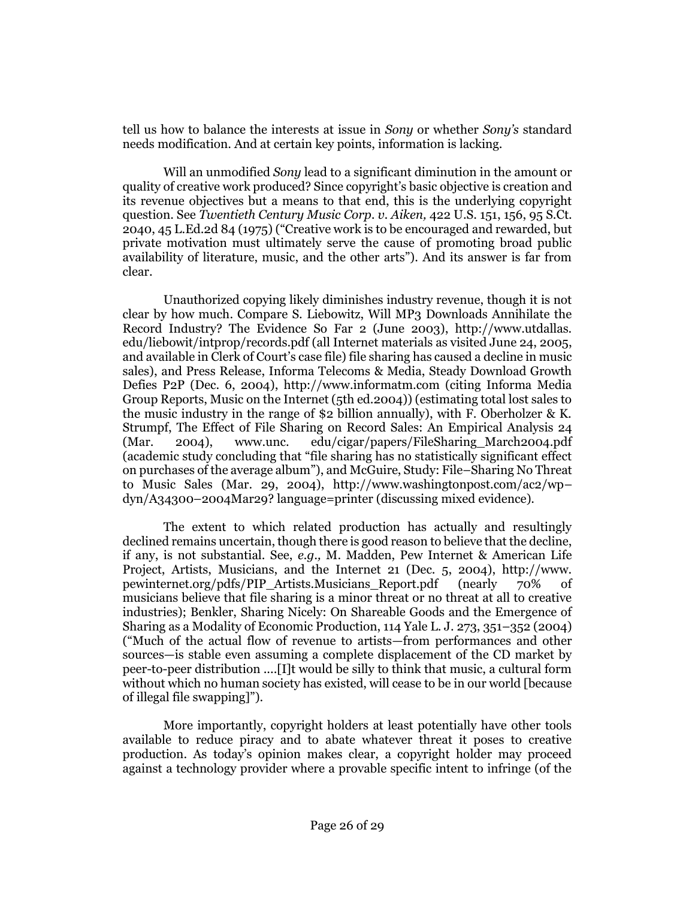tell us how to balance the interests at issue in *Sony* or whether *Sony's* standard needs modification. And at certain key points, information is lacking.

Will an unmodified *Sony* lead to a significant diminution in the amount or quality of creative work produced? Since copyright's basic objective is creation and its revenue objectives but a means to that end, this is the underlying copyright question. See *Twentieth Century Music Corp. v. Aiken,* 422 U.S. 151, 156, 95 S.Ct. 2040, 45 L.Ed.2d 84 (1975) ("Creative work is to be encouraged and rewarded, but private motivation must ultimately serve the cause of promoting broad public availability of literature, music, and the other arts"). And its answer is far from clear.

Unauthorized copying likely diminishes industry revenue, though it is not clear by how much. Compare S. Liebowitz, Will MP3 Downloads Annihilate the Record Industry? The Evidence So Far 2 (June 2003), http://www.utdallas.edu/liebowit/intprop/records.pdf (all Internet materials as visited June 24, 2005, and available in Clerk of Court's case file) file sharing has caused a decline in music sales), and Press Release, Informa Telecoms & Media, Steady Download Growth Defies P2P (Dec. 6, 2004), http://www.informatm.com (citing Informa Media Group Reports, Music on the Internet (5th ed.2004)) (estimating total lost sales to the music industry in the range of $2 billion annually), with F. Oberholzer & K. Strumpf, The Effect of File Sharing on Record Sales: An Empirical Analysis 24 (Mar. 2004), www.unc. edu/cigar/papers/FileSharing_March2004.pdf (academic study concluding that "file sharing has no statistically significant effect on purchases of the average album"), and McGuire, Study: File–Sharing No Threat to Music Sales (Mar. 29, 2004), http://www.washingtonpost.com/ac2/wp–dyn/A34300–2004Mar29? language=printer (discussing mixed evidence).

The extent to which related production has actually and resultingly declined remains uncertain, though there is good reason to believe that the decline, if any, is not substantial. See, *e.g.,* M. Madden, Pew Internet & American Life Project, Artists, Musicians, and the Internet 21 (Dec. 5, 2004), http://www.pewinternet.org/pdfs/PIP_Artists.Musicians_Report.pdf (nearly 70% of musicians believe that file sharing is a minor threat or no threat at all to creative industries); Benkler, Sharing Nicely: On Shareable Goods and the Emergence of Sharing as a Modality of Economic Production, 114 Yale L. J. 273, 351–352 (2004) ("Much of the actual flow of revenue to artists—from performances and other sources—is stable even assuming a complete displacement of the CD market by peer-to-peer distribution ....[I]t would be silly to think that music, a cultural form without which no human society has existed, will cease to be in our world [because of illegal file swapping]").

More importantly, copyright holders at least potentially have other tools available to reduce piracy and to abate whatever threat it poses to creative production. As today's opinion makes clear, a copyright holder may proceed against a technology provider where a provable specific intent to infringe (of the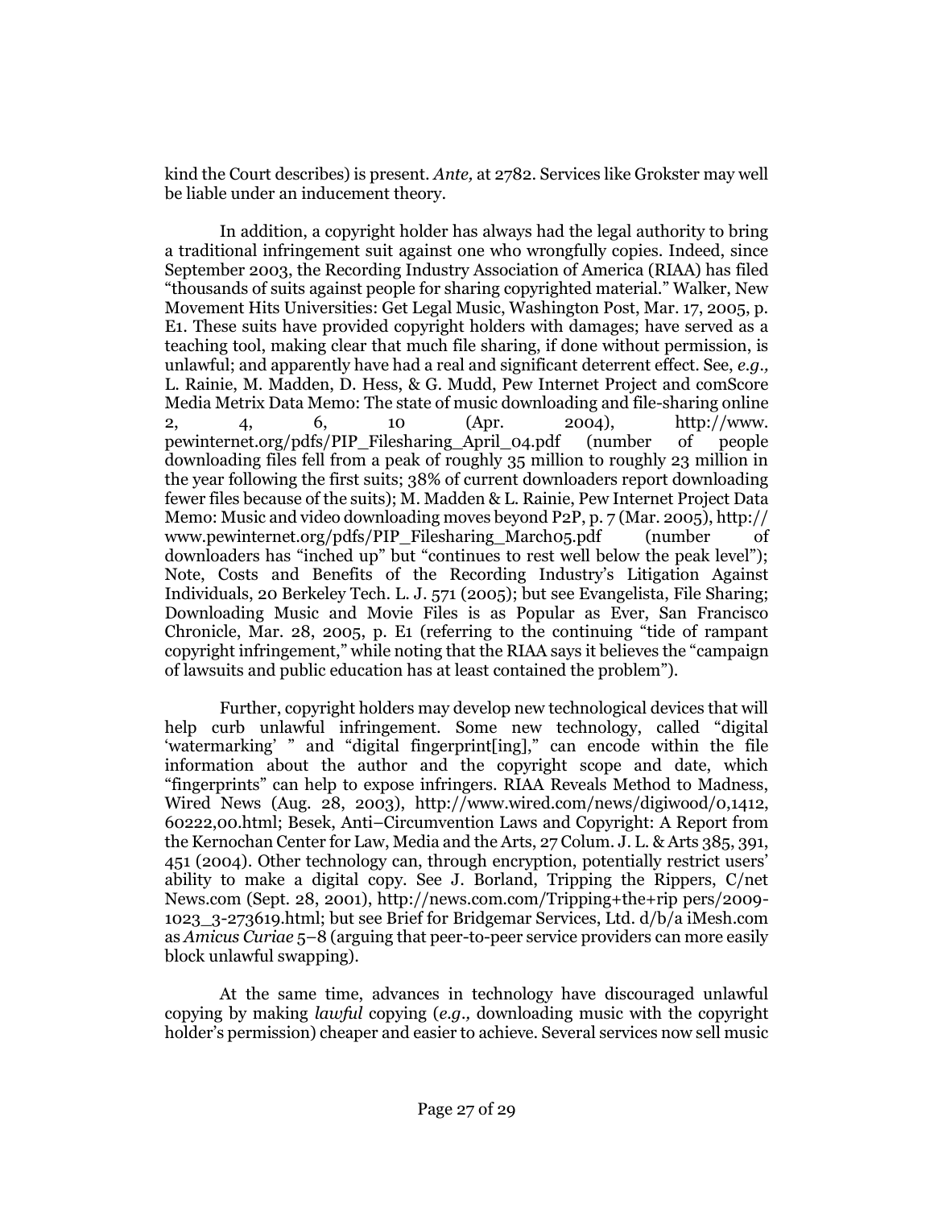kind the Court describes) is present. *Ante,* at 2782. Services like Grokster may well be liable under an inducement theory.

In addition, a copyright holder has always had the legal authority to bring a traditional infringement suit against one who wrongfully copies. Indeed, since September 2003, the Recording Industry Association of America (RIAA) has filed "thousands of suits against people for sharing copyrighted material." Walker, New Movement Hits Universities: Get Legal Music, Washington Post, Mar. 17, 2005, p. E1. These suits have provided copyright holders with damages; have served as a teaching tool, making clear that much file sharing, if done without permission, is unlawful; and apparently have had a real and significant deterrent effect. See, *e.g.,* L. Rainie, M. Madden, D. Hess, & G. Mudd, Pew Internet Project and comScore Media Metrix Data Memo: The state of music downloading and file-sharing online 2, 4, 6, 10 (Apr. 2004), http://www.pewinternet.org/pdfs/PIP_Filesharing_April_04.pdf (number of people downloading files fell from a peak of roughly 35 million to roughly 23 million in the year following the first suits; 38% of current downloaders report downloading fewer files because of the suits); M. Madden & L. Rainie, Pew Internet Project Data Memo: Music and video downloading moves beyond P2P, p. 7 (Mar. 2005), http://www.pewinternet.org/pdfs/PIP_Filesharing_March05.pdf (number of downloaders has "inched up" but "continues to rest well below the peak level"); Note, Costs and Benefits of the Recording Industry's Litigation Against Individuals, 20 Berkeley Tech. L. J. 571 (2005); but see Evangelista, File Sharing; Downloading Music and Movie Files is as Popular as Ever, San Francisco Chronicle, Mar. 28, 2005, p. E1 (referring to the continuing "tide of rampant copyright infringement," while noting that the RIAA says it believes the "campaign of lawsuits and public education has at least contained the problem").

Further, copyright holders may develop new technological devices that will help curb unlawful infringement. Some new technology, called "digital 'watermarking' " and "digital fingerprint[ing]," can encode within the file information about the author and the copyright scope and date, which "fingerprints" can help to expose infringers. RIAA Reveals Method to Madness, Wired News (Aug. 28, 2003), http://www.wired.com/news/digiwood/0,1412,60222,00.html; Besek, Anti–Circumvention Laws and Copyright: A Report from the Kernochan Center for Law, Media and the Arts, 27 Colum. J. L. & Arts 385, 391, 451 (2004). Other technology can, through encryption, potentially restrict users' ability to make a digital copy. See J. Borland, Tripping the Rippers, C/net News.com (Sept. 28, 2001), http://news.com.com/Tripping+the+rippers/2009-1023_3-273619.html; but see Brief for Bridgemar Services, Ltd. d/b/a iMesh.com as *Amicus Curiae* 5–8 (arguing that peer-to-peer service providers can more easily block unlawful swapping).

At the same time, advances in technology have discouraged unlawful copying by making *lawful* copying (*e.g.,* downloading music with the copyright holder's permission) cheaper and easier to achieve. Several services now sell music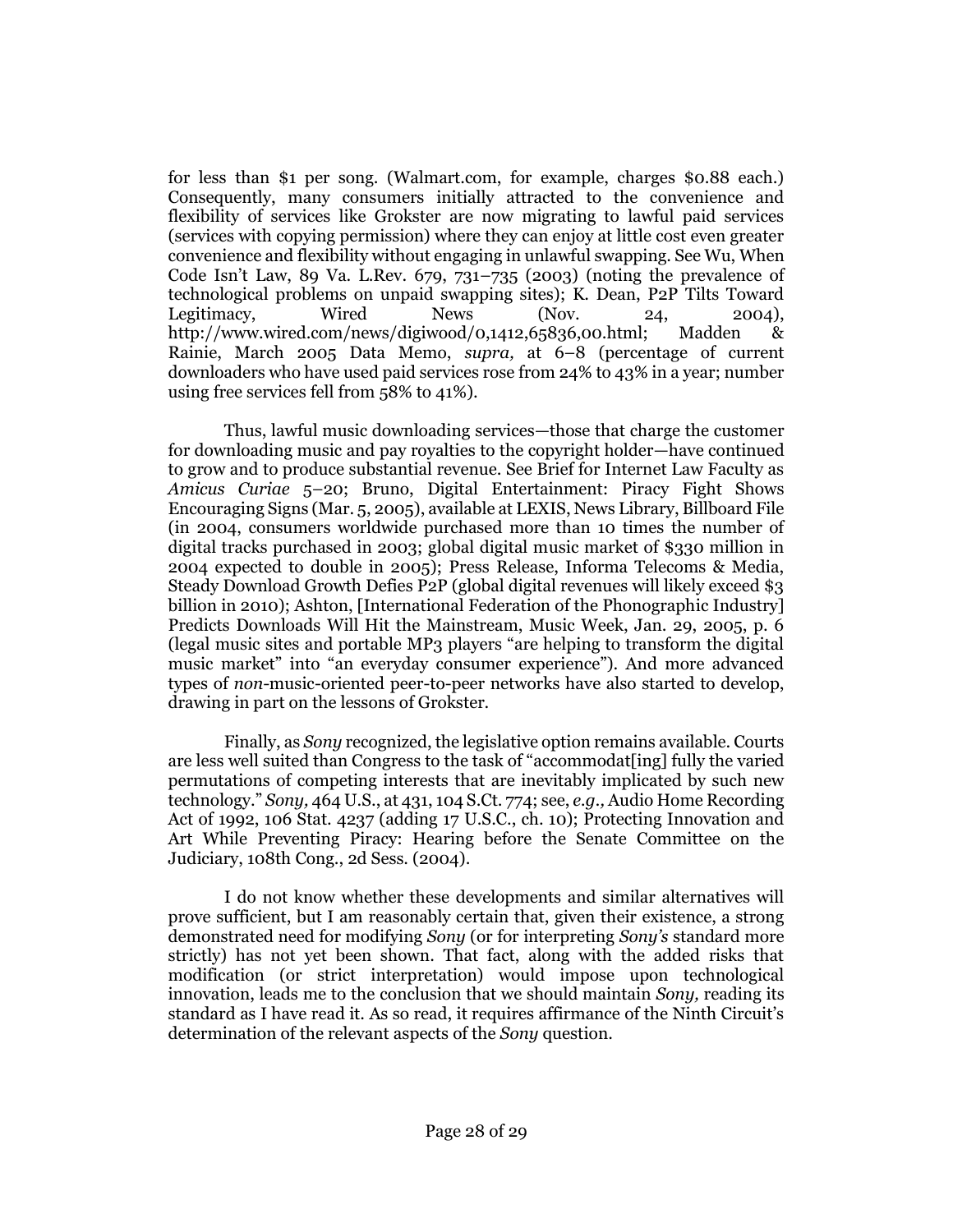for less than $1 per song. (Walmart.com, for example, charges $0.88 each.) Consequently, many consumers initially attracted to the convenience and flexibility of services like Grokster are now migrating to lawful paid services (services with copying permission) where they can enjoy at little cost even greater convenience and flexibility without engaging in unlawful swapping. See Wu, When Code Isn't Law, 89 Va. L.Rev. 679, 731–735 (2003) (noting the prevalence of technological problems on unpaid swapping sites); K. Dean, P2P Tilts Toward Legitimacy, Wired News (Nov. 24, 2004), http://www.wired.com/news/digiwood/0,1412,65836,00.html; Madden & Rainie, March 2005 Data Memo, *supra,* at 6–8 (percentage of current downloaders who have used paid services rose from 24% to 43% in a year; number using free services fell from 58% to 41%).

Thus, lawful music downloading services—those that charge the customer for downloading music and pay royalties to the copyright holder—have continued to grow and to produce substantial revenue. See Brief for Internet Law Faculty as *Amicus Curiae* 5–20; Bruno, Digital Entertainment: Piracy Fight Shows Encouraging Signs (Mar. 5, 2005), available at LEXIS, News Library, Billboard File (in 2004, consumers worldwide purchased more than 10 times the number of digital tracks purchased in 2003; global digital music market of $330 million in 2004 expected to double in 2005); Press Release, Informa Telecoms & Media, Steady Download Growth Defies P2P (global digital revenues will likely exceed $3 billion in 2010); Ashton, [International Federation of the Phonographic Industry] Predicts Downloads Will Hit the Mainstream, Music Week, Jan. 29, 2005, p. 6 (legal music sites and portable MP3 players "are helping to transform the digital music market" into "an everyday consumer experience"). And more advanced types of *non*-music-oriented peer-to-peer networks have also started to develop, drawing in part on the lessons of Grokster.

Finally, as *Sony* recognized, the legislative option remains available. Courts are less well suited than Congress to the task of "accommodat[ing] fully the varied permutations of competing interests that are inevitably implicated by such new technology." *Sony,* 464 U.S., at 431, 104 S.Ct. 774; see, *e.g.,* Audio Home Recording Act of 1992, 106 Stat. 4237 (adding 17 U.S.C., ch. 10); Protecting Innovation and Art While Preventing Piracy: Hearing before the Senate Committee on the Judiciary, 108th Cong., 2d Sess. (2004).

I do not know whether these developments and similar alternatives will prove sufficient, but I am reasonably certain that, given their existence, a strong demonstrated need for modifying *Sony* (or for interpreting *Sony's* standard more strictly) has not yet been shown. That fact, along with the added risks that modification (or strict interpretation) would impose upon technological innovation, leads me to the conclusion that we should maintain *Sony,* reading its standard as I have read it. As so read, it requires affirmance of the Ninth Circuit's determination of the relevant aspects of the *Sony* question.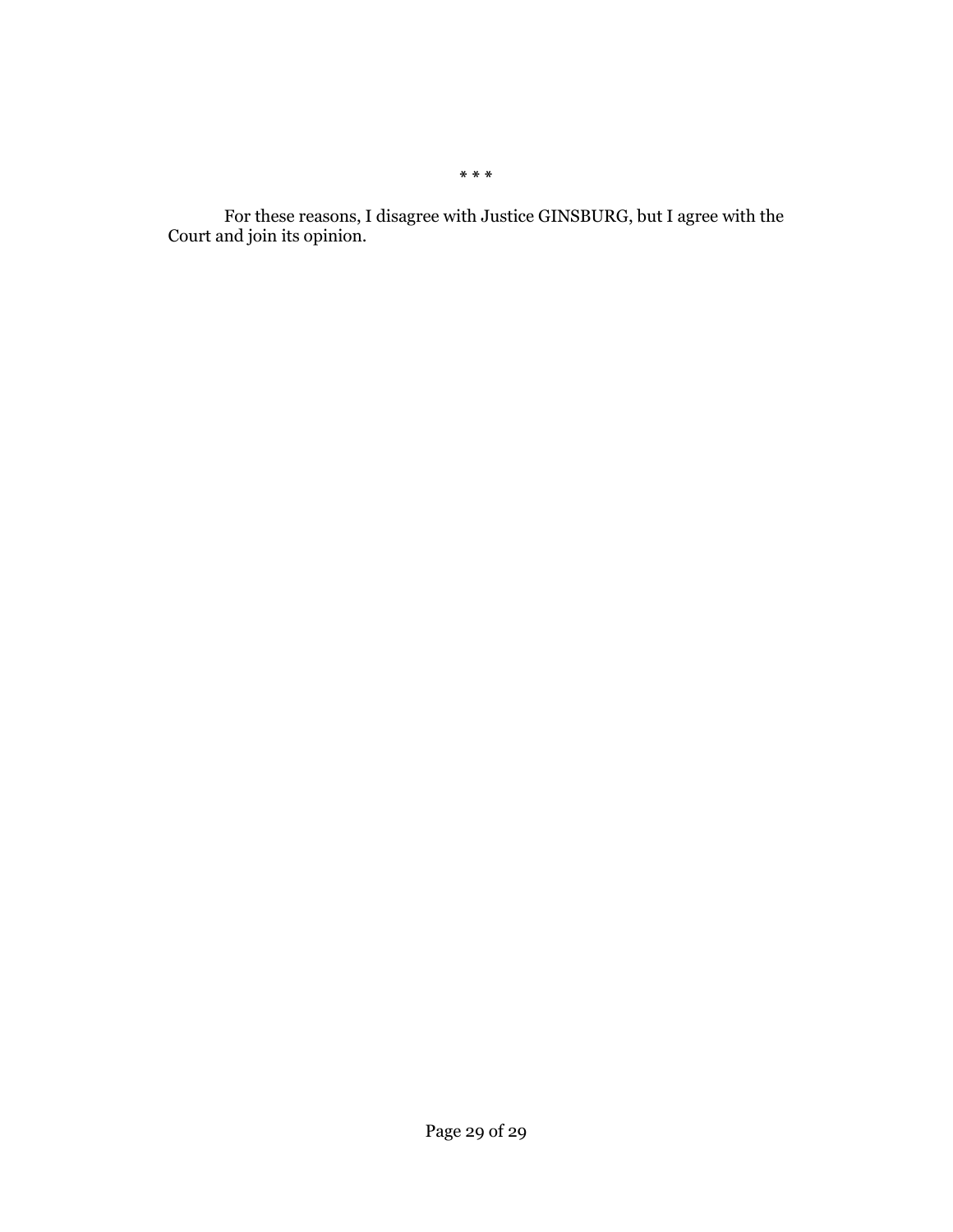* * *

For these reasons, I disagree with Justice GINSBURG, but I agree with the Court and join its opinion.